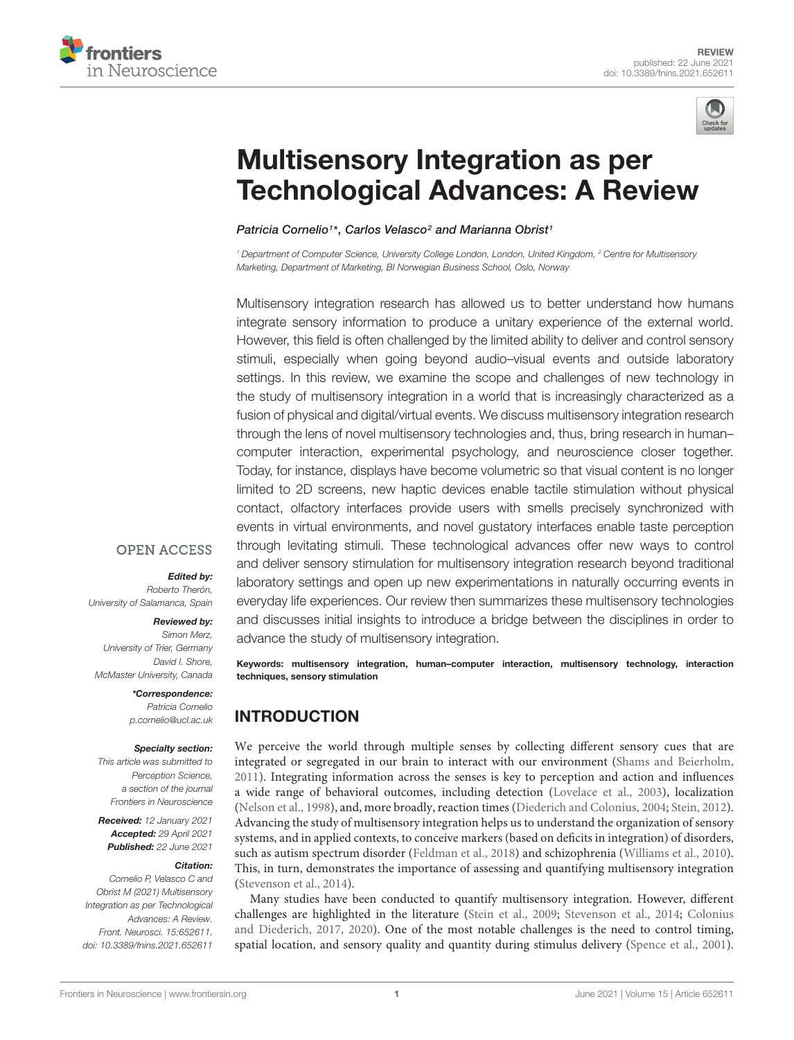REVIEW
published: 22 June 2021
doi: 10.3389/fnins.2021.652611

# Multisensory Integration as per Technological Advances: A Review

*Patricia Cornelio[1]\*, Carlos Velasco[2] and Marianna Obrist[1]*

*[1] Department of Computer Science, University College London, London, United Kingdom, [2] Centre for Multisensory Marketing, Department of Marketing, BI Norwegian Business School, Oslo, Norway*

Multisensory integration research has allowed us to better understand how humans integrate sensory information to produce a unitary experience of the external world. However, this field is often challenged by the limited ability to deliver and control sensory stimuli, especially when going beyond audio–visual events and outside laboratory settings. In this review, we examine the scope and challenges of new technology in the study of multisensory integration in a world that is increasingly characterized as a fusion of physical and digital/virtual events. We discuss multisensory integration research through the lens of novel multisensory technologies and, thus, bring research in human–computer interaction, experimental psychology, and neuroscience closer together. Today, for instance, displays have become volumetric so that visual content is no longer limited to 2D screens, new haptic devices enable tactile stimulation without physical contact, olfactory interfaces provide users with smells precisely synchronized with events in virtual environments, and novel gustatory interfaces enable taste perception through levitating stimuli. These technological advances offer new ways to control and deliver sensory stimulation for multisensory integration research beyond traditional laboratory settings and open up new experimentations in naturally occurring events in everyday life experiences. Our review then summarizes these multisensory technologies and discusses initial insights to introduce a bridge between the disciplines in order to advance the study of multisensory integration.

**Keywords: multisensory integration, human–computer interaction, multisensory technology, interaction techniques, sensory stimulation**

OPEN ACCESS

***Edited by:***
*Roberto Therón, University of Salamanca, Spain*

***Reviewed by:***
*Simon Merz, University of Trier, Germany*
*David I. Shore, McMaster University, Canada*

***\*Correspondence:***
*Patricia Cornelio*
*p.cornelio@ucl.ac.uk*

***Specialty section:***
*This article was submitted to Perception Science, a section of the journal Frontiers in Neuroscience*

***Received:*** *12 January 2021*
***Accepted:*** *29 April 2021*
***Published:*** *22 June 2021*

***Citation:***
*Cornelio P, Velasco C and Obrist M (2021) Multisensory Integration as per Technological Advances: A Review. Front. Neurosci. 15:652611. doi: 10.3389/fnins.2021.652611*

## INTRODUCTION

We perceive the world through multiple senses by collecting different sensory cues that are integrated or segregated in our brain to interact with our environment (Shams and Beierholm, 2011). Integrating information across the senses is key to perception and action and influences a wide range of behavioral outcomes, including detection (Lovelace et al., 2003), localization (Nelson et al., 1998), and, more broadly, reaction times (Diederich and Colonius, 2004; Stein, 2012). Advancing the study of multisensory integration helps us to understand the organization of sensory systems, and in applied contexts, to conceive markers (based on deficits in integration) of disorders, such as autism spectrum disorder (Feldman et al., 2018) and schizophrenia (Williams et al., 2010). This, in turn, demonstrates the importance of assessing and quantifying multisensory integration (Stevenson et al., 2014).

Many studies have been conducted to quantify multisensory integration. However, different challenges are highlighted in the literature (Stein et al., 2009; Stevenson et al., 2014; Colonius and Diederich, 2017, 2020). One of the most notable challenges is the need to control timing, spatial location, and sensory quality and quantity during stimulus delivery (Spence et al., 2001).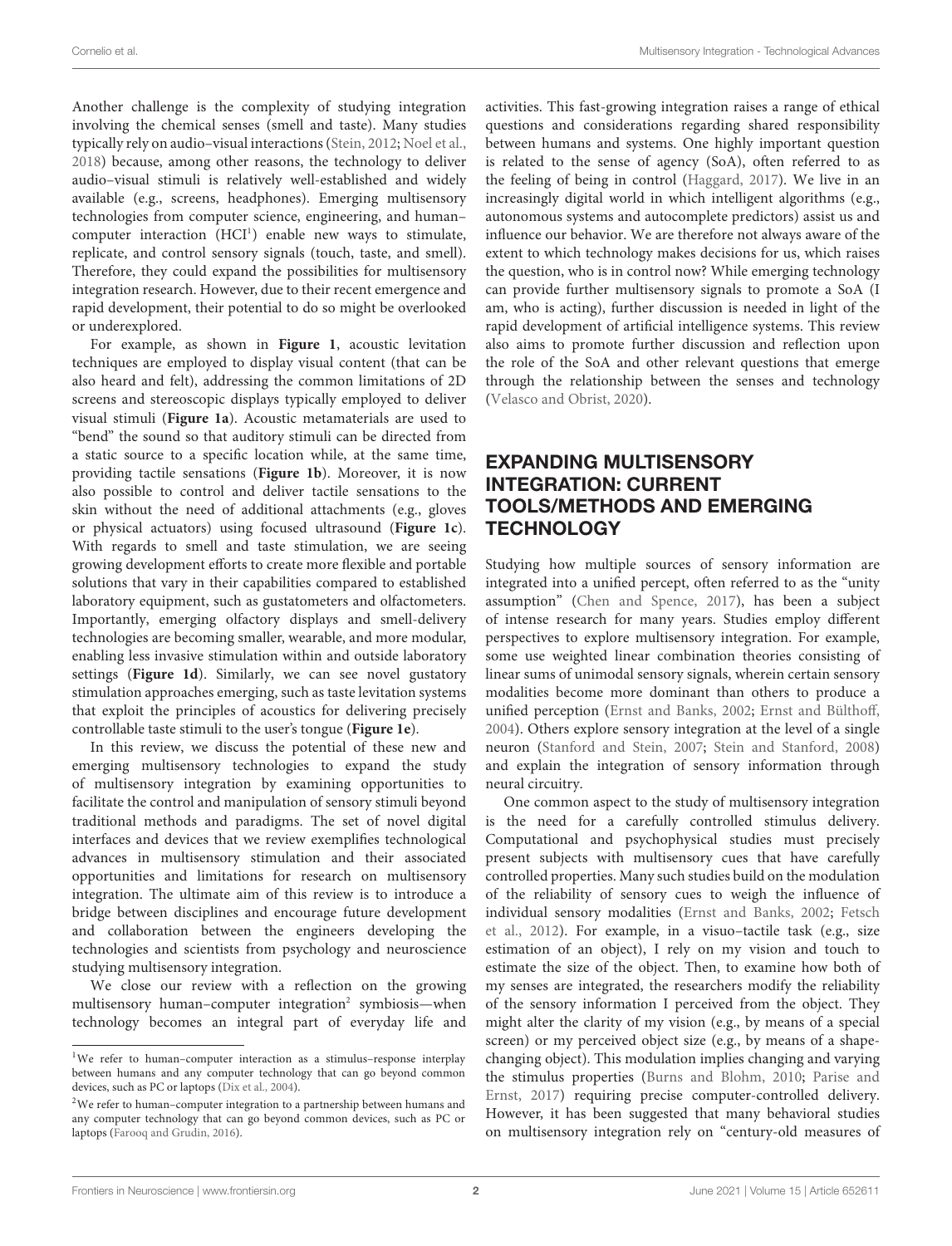Another challenge is the complexity of studying integration involving the chemical senses (smell and taste). Many studies typically rely on audio–visual interactions (Stein, 2012; Noel et al., 2018) because, among other reasons, the technology to deliver audio–visual stimuli is relatively well-established and widely available (e.g., screens, headphones). Emerging multisensory technologies from computer science, engineering, and human–computer interaction (HCI[1]) enable new ways to stimulate, replicate, and control sensory signals (touch, taste, and smell). Therefore, they could expand the possibilities for multisensory integration research. However, due to their recent emergence and rapid development, their potential to do so might be overlooked or underexplored.

For example, as shown in **Figure 1**, acoustic levitation techniques are employed to display visual content (that can be also heard and felt), addressing the common limitations of 2D screens and stereoscopic displays typically employed to deliver visual stimuli (**Figure 1a**). Acoustic metamaterials are used to "bend" the sound so that auditory stimuli can be directed from a static source to a specific location while, at the same time, providing tactile sensations (**Figure 1b**). Moreover, it is now also possible to control and deliver tactile sensations to the skin without the need of additional attachments (e.g., gloves or physical actuators) using focused ultrasound (**Figure 1c**). With regards to smell and taste stimulation, we are seeing growing development efforts to create more flexible and portable solutions that vary in their capabilities compared to established laboratory equipment, such as gustatometers and olfactometers. Importantly, emerging olfactory displays and smell-delivery technologies are becoming smaller, wearable, and more modular, enabling less invasive stimulation within and outside laboratory settings (**Figure 1d**). Similarly, we can see novel gustatory stimulation approaches emerging, such as taste levitation systems that exploit the principles of acoustics for delivering precisely controllable taste stimuli to the user's tongue (**Figure 1e**).

In this review, we discuss the potential of these new and emerging multisensory technologies to expand the study of multisensory integration by examining opportunities to facilitate the control and manipulation of sensory stimuli beyond traditional methods and paradigms. The set of novel digital interfaces and devices that we review exemplifies technological advances in multisensory stimulation and their associated opportunities and limitations for research on multisensory integration. The ultimate aim of this review is to introduce a bridge between disciplines and encourage future development and collaboration between the engineers developing the technologies and scientists from psychology and neuroscience studying multisensory integration.

We close our review with a reflection on the growing multisensory human–computer integration[2] symbiosis—when technology becomes an integral part of everyday life and activities. This fast-growing integration raises a range of ethical questions and considerations regarding shared responsibility between humans and systems. One highly important question is related to the sense of agency (SoA), often referred to as the feeling of being in control (Haggard, 2017). We live in an increasingly digital world in which intelligent algorithms (e.g., autonomous systems and autocomplete predictors) assist us and influence our behavior. We are therefore not always aware of the extent to which technology makes decisions for us, which raises the question, who is in control now? While emerging technology can provide further multisensory signals to promote a SoA (I am, who is acting), further discussion is needed in light of the rapid development of artificial intelligence systems. This review also aims to promote further discussion and reflection upon the role of the SoA and other relevant questions that emerge through the relationship between the senses and technology (Velasco and Obrist, 2020).

## EXPANDING MULTISENSORY INTEGRATION: CURRENT TOOLS/METHODS AND EMERGING TECHNOLOGY

Studying how multiple sources of sensory information are integrated into a unified percept, often referred to as the "unity assumption" (Chen and Spence, 2017), has been a subject of intense research for many years. Studies employ different perspectives to explore multisensory integration. For example, some use weighted linear combination theories consisting of linear sums of unimodal sensory signals, wherein certain sensory modalities become more dominant than others to produce a unified perception (Ernst and Banks, 2002; Ernst and Bülthoff, 2004). Others explore sensory integration at the level of a single neuron (Stanford and Stein, 2007; Stein and Stanford, 2008) and explain the integration of sensory information through neural circuitry.

One common aspect to the study of multisensory integration is the need for a carefully controlled stimulus delivery. Computational and psychophysical studies must precisely present subjects with multisensory cues that have carefully controlled properties. Many such studies build on the modulation of the reliability of sensory cues to weigh the influence of individual sensory modalities (Ernst and Banks, 2002; Fetsch et al., 2012). For example, in a visuo–tactile task (e.g., size estimation of an object), I rely on my vision and touch to estimate the size of the object. Then, to examine how both of my senses are integrated, the researchers modify the reliability of the sensory information I perceived from the object. They might alter the clarity of my vision (e.g., by means of a special screen) or my perceived object size (e.g., by means of a shape-changing object). This modulation implies changing and varying the stimulus properties (Burns and Blohm, 2010; Parise and Ernst, 2017) requiring precise computer-controlled delivery. However, it has been suggested that many behavioral studies on multisensory integration rely on "century-old measures of

[1] We refer to human–computer interaction as a stimulus–response interplay between humans and any computer technology that can go beyond common devices, such as PC or laptops (Dix et al., 2004).

[2] We refer to human–computer integration to a partnership between humans and any computer technology that can go beyond common devices, such as PC or laptops (Farooq and Grudin, 2016).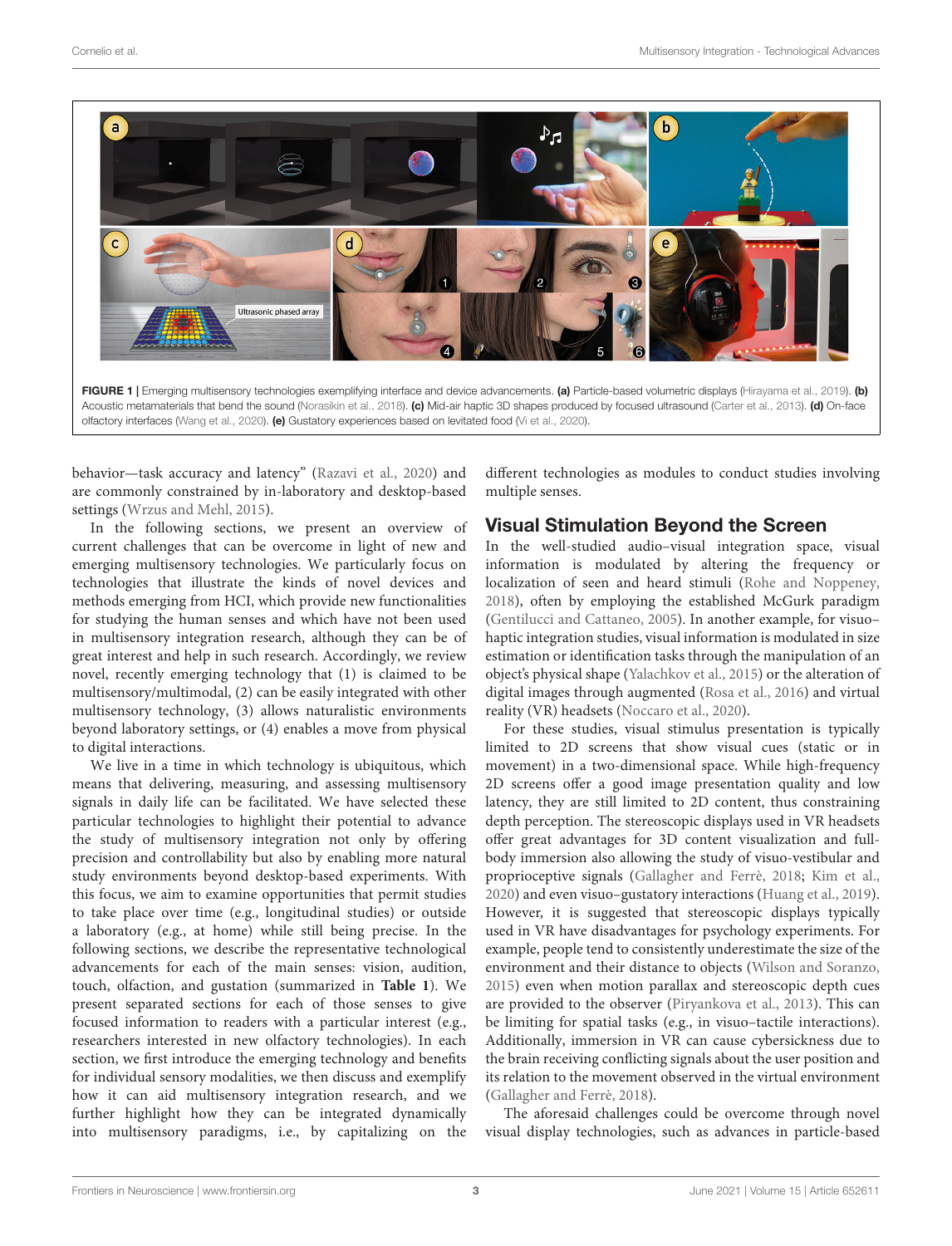FIGURE 1 | Emerging multisensory technologies exemplifying interface and device advancements. **(a)** Particle-based volumetric displays (Hirayama et al., 2019). **(b)** Acoustic metamaterials that bend the sound (Norasikin et al., 2018). **(c)** Mid-air haptic 3D shapes produced by focused ultrasound (Carter et al., 2013). **(d)** On-face olfactory interfaces (Wang et al., 2020). **(e)** Gustatory experiences based on levitated food (Vi et al., 2020).

behavior—task accuracy and latency" (Razavi et al., 2020) and are commonly constrained by in-laboratory and desktop-based settings (Wrzus and Mehl, 2015).

In the following sections, we present an overview of current challenges that can be overcome in light of new and emerging multisensory technologies. We particularly focus on technologies that illustrate the kinds of novel devices and methods emerging from HCI, which provide new functionalities for studying the human senses and which have not been used in multisensory integration research, although they can be of great interest and help in such research. Accordingly, we review novel, recently emerging technology that (1) is claimed to be multisensory/multimodal, (2) can be easily integrated with other multisensory technology, (3) allows naturalistic environments beyond laboratory settings, or (4) enables a move from physical to digital interactions.

We live in a time in which technology is ubiquitous, which means that delivering, measuring, and assessing multisensory signals in daily life can be facilitated. We have selected these particular technologies to highlight their potential to advance the study of multisensory integration not only by offering precision and controllability but also by enabling more natural study environments beyond desktop-based experiments. With this focus, we aim to examine opportunities that permit studies to take place over time (e.g., longitudinal studies) or outside a laboratory (e.g., at home) while still being precise. In the following sections, we describe the representative technological advancements for each of the main senses: vision, audition, touch, olfaction, and gustation (summarized in **Table 1**). We present separated sections for each of those senses to give focused information to readers with a particular interest (e.g., researchers interested in new olfactory technologies). In each section, we first introduce the emerging technology and benefits for individual sensory modalities, we then discuss and exemplify how it can aid multisensory integration research, and we further highlight how they can be integrated dynamically into multisensory paradigms, i.e., by capitalizing on the different technologies as modules to conduct studies involving multiple senses.

## Visual Stimulation Beyond the Screen

In the well-studied audio–visual integration space, visual information is modulated by altering the frequency or localization of seen and heard stimuli (Rohe and Noppeney, 2018), often by employing the established McGurk paradigm (Gentilucci and Cattaneo, 2005). In another example, for visuo–haptic integration studies, visual information is modulated in size estimation or identification tasks through the manipulation of an object's physical shape (Yalachkov et al., 2015) or the alteration of digital images through augmented (Rosa et al., 2016) and virtual reality (VR) headsets (Noccaro et al., 2020).

For these studies, visual stimulus presentation is typically limited to 2D screens that show visual cues (static or in movement) in a two-dimensional space. While high-frequency 2D screens offer a good image presentation quality and low latency, they are still limited to 2D content, thus constraining depth perception. The stereoscopic displays used in VR headsets offer great advantages for 3D content visualization and full-body immersion also allowing the study of visuo-vestibular and proprioceptive signals (Gallagher and Ferrè, 2018; Kim et al., 2020) and even visuo–gustatory interactions (Huang et al., 2019). However, it is suggested that stereoscopic displays typically used in VR have disadvantages for psychology experiments. For example, people tend to consistently underestimate the size of the environment and their distance to objects (Wilson and Soranzo, 2015) even when motion parallax and stereoscopic depth cues are provided to the observer (Piryankova et al., 2013). This can be limiting for spatial tasks (e.g., in visuo–tactile interactions). Additionally, immersion in VR can cause cybersickness due to the brain receiving conflicting signals about the user position and its relation to the movement observed in the virtual environment (Gallagher and Ferrè, 2018).

The aforesaid challenges could be overcome through novel visual display technologies, such as advances in particle-based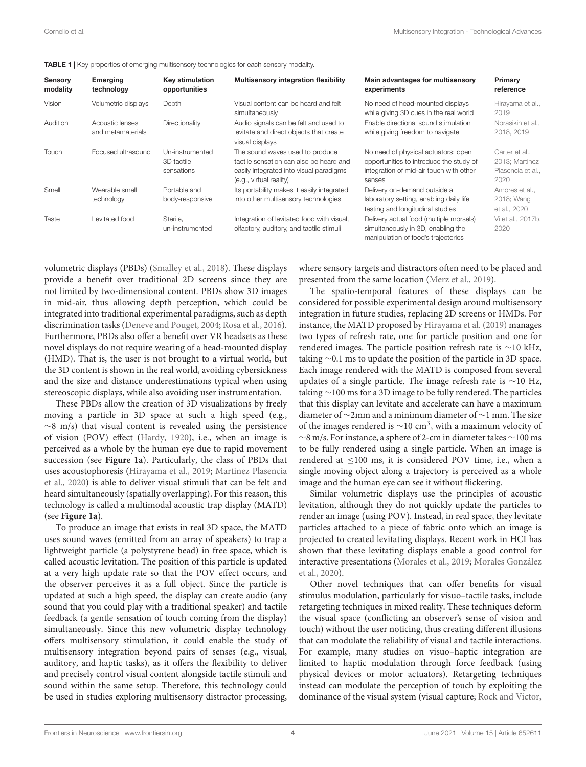**TABLE 1 |** Key properties of emerging multisensory technologies for each sensory modality.

| Sensory modality | Emerging technology | Key stimulation opportunities | Multisensory integration flexibility | Main advantages for multisensory experiments | Primary reference |
|---|---|---|---|---|---|
| Vision | Volumetric displays | Depth | Visual content can be heard and felt simultaneously | No need of head-mounted displays while giving 3D cues in the real world | Hirayama et al., 2019 |
| Audition | Acoustic lenses and metamaterials | Directionality | Audio signals can be felt and used to levitate and direct objects that create visual displays | Enable directional sound stimulation while giving freedom to navigate | Norasikin et al., 2018, 2019 |
| Touch | Focused ultrasound | Un-instrumented 3D tactile sensations | The sound waves used to produce tactile sensation can also be heard and easily integrated into visual paradigms (e.g., virtual reality) | No need of physical actuators; open opportunities to introduce the study of integration of mid-air touch with other senses | Carter et al., 2013; Martinez Plasencia et al., 2020 |
| Smell | Wearable smell technology | Portable and body-responsive | Its portability makes it easily integrated into other multisensory technologies | Delivery on-demand outside a laboratory setting, enabling daily life testing and longitudinal studies | Amores et al., 2018; Wang et al., 2020 |
| Taste | Levitated food | Sterile, un-instrumented | Integration of levitated food with visual, olfactory, auditory, and tactile stimuli | Delivery actual food (multiple morsels) simultaneously in 3D, enabling the manipulation of food's trajectories | Vi et al., 2017b, 2020 |

volumetric displays (PBDs) (Smalley et al., 2018). These displays provide a benefit over traditional 2D screens since they are not limited by two-dimensional content. PBDs show 3D images in mid-air, thus allowing depth perception, which could be integrated into traditional experimental paradigms, such as depth discrimination tasks (Deneve and Pouget, 2004; Rosa et al., 2016). Furthermore, PBDs also offer a benefit over VR headsets as these novel displays do not require wearing of a head-mounted display (HMD). That is, the user is not brought to a virtual world, but the 3D content is shown in the real world, avoiding cybersickness and the size and distance underestimations typical when using stereoscopic displays, while also avoiding user instrumentation.

These PBDs allow the creation of 3D visualizations by freely moving a particle in 3D space at such a high speed (e.g., ∼8 m/s) that visual content is revealed using the persistence of vision (POV) effect (Hardy, 1920), i.e., when an image is perceived as a whole by the human eye due to rapid movement succession (see **Figure 1a**). Particularly, the class of PBDs that uses acoustophoresis (Hirayama et al., 2019; Martinez Plasencia et al., 2020) is able to deliver visual stimuli that can be felt and heard simultaneously (spatially overlapping). For this reason, this technology is called a multimodal acoustic trap display (MATD) (see **Figure 1a**).

To produce an image that exists in real 3D space, the MATD uses sound waves (emitted from an array of speakers) to trap a lightweight particle (a polystyrene bead) in free space, which is called acoustic levitation. The position of this particle is updated at a very high update rate so that the POV effect occurs, and the observer perceives it as a full object. Since the particle is updated at such a high speed, the display can create audio (any sound that you could play with a traditional speaker) and tactile feedback (a gentle sensation of touch coming from the display) simultaneously. Since this new volumetric display technology offers multisensory stimulation, it could enable the study of multisensory integration beyond pairs of senses (e.g., visual, auditory, and haptic tasks), as it offers the flexibility to deliver and precisely control visual content alongside tactile stimuli and sound within the same setup. Therefore, this technology could be used in studies exploring multisensory distractor processing, where sensory targets and distractors often need to be placed and presented from the same location (Merz et al., 2019).

The spatio-temporal features of these displays can be considered for possible experimental design around multisensory integration in future studies, replacing 2D screens or HMDs. For instance, the MATD proposed by Hirayama et al. (2019) manages two types of refresh rate, one for particle position and one for rendered images. The particle position refresh rate is ∼10 kHz, taking ∼0.1 ms to update the position of the particle in 3D space. Each image rendered with the MATD is composed from several updates of a single particle. The image refresh rate is ∼10 Hz, taking ∼100 ms for a 3D image to be fully rendered. The particles that this display can levitate and accelerate can have a maximum diameter of ∼2mm and a minimum diameter of ∼1 mm. The size of the images rendered is ∼10 cm$^3$, with a maximum velocity of ∼8 m/s. For instance, a sphere of 2-cm in diameter takes ∼100 ms to be fully rendered using a single particle. When an image is rendered at ≤100 ms, it is considered POV time, i.e., when a single moving object along a trajectory is perceived as a whole image and the human eye can see it without flickering.

Similar volumetric displays use the principles of acoustic levitation, although they do not quickly update the particles to render an image (using POV). Instead, in real space, they levitate particles attached to a piece of fabric onto which an image is projected to created levitating displays. Recent work in HCI has shown that these levitating displays enable a good control for interactive presentations (Morales et al., 2019; Morales González et al., 2020).

Other novel techniques that can offer benefits for visual stimulus modulation, particularly for visuo–tactile tasks, include retargeting techniques in mixed reality. These techniques deform the visual space (conflicting an observer's sense of vision and touch) without the user noticing, thus creating different illusions that can modulate the reliability of visual and tactile interactions. For example, many studies on visuo–haptic integration are limited to haptic modulation through force feedback (using physical devices or motor actuators). Retargeting techniques instead can modulate the perception of touch by exploiting the dominance of the visual system (visual capture; Rock and Victor,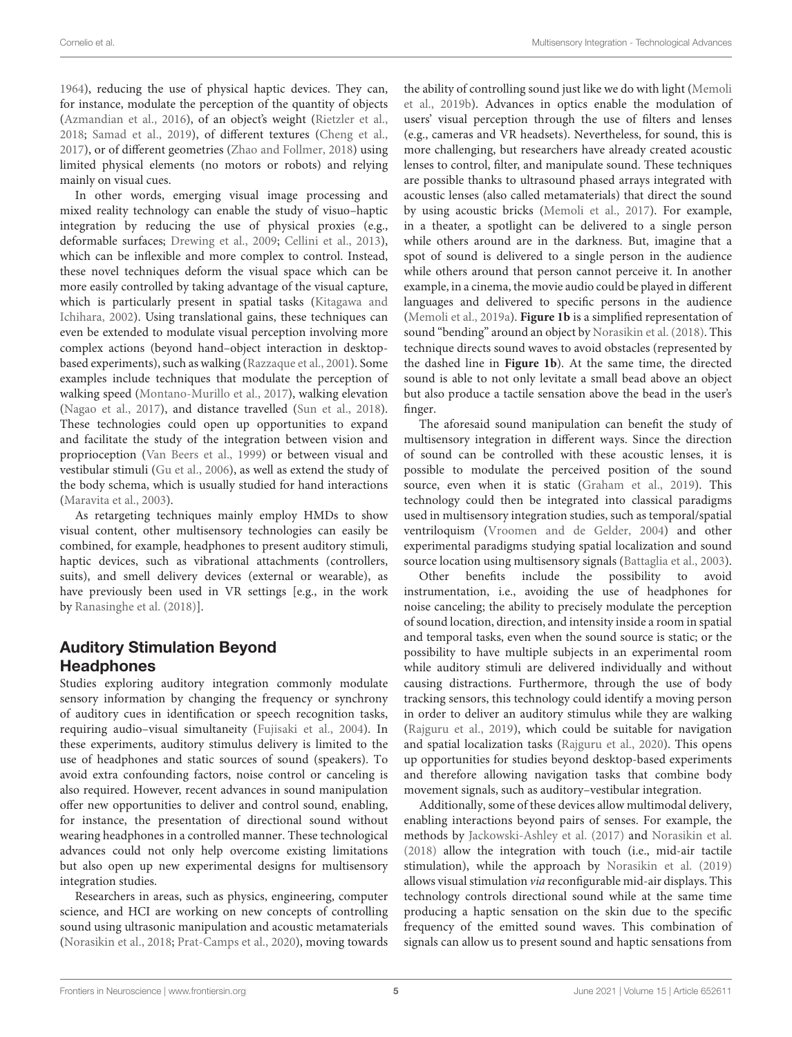1964), reducing the use of physical haptic devices. They can, for instance, modulate the perception of the quantity of objects (Azmandian et al., 2016), of an object's weight (Rietzler et al., 2018; Samad et al., 2019), of different textures (Cheng et al., 2017), or of different geometries (Zhao and Follmer, 2018) using limited physical elements (no motors or robots) and relying mainly on visual cues.

In other words, emerging visual image processing and mixed reality technology can enable the study of visuo–haptic integration by reducing the use of physical proxies (e.g., deformable surfaces; Drewing et al., 2009; Cellini et al., 2013), which can be inflexible and more complex to control. Instead, these novel techniques deform the visual space which can be more easily controlled by taking advantage of the visual capture, which is particularly present in spatial tasks (Kitagawa and Ichihara, 2002). Using translational gains, these techniques can even be extended to modulate visual perception involving more complex actions (beyond hand–object interaction in desktop-based experiments), such as walking (Razzaque et al., 2001). Some examples include techniques that modulate the perception of walking speed (Montano-Murillo et al., 2017), walking elevation (Nagao et al., 2017), and distance travelled (Sun et al., 2018). These technologies could open up opportunities to expand and facilitate the study of the integration between vision and proprioception (Van Beers et al., 1999) or between visual and vestibular stimuli (Gu et al., 2006), as well as extend the study of the body schema, which is usually studied for hand interactions (Maravita et al., 2003).

As retargeting techniques mainly employ HMDs to show visual content, other multisensory technologies can easily be combined, for example, headphones to present auditory stimuli, haptic devices, such as vibrational attachments (controllers, suits), and smell delivery devices (external or wearable), as have previously been used in VR settings [e.g., in the work by Ranasinghe et al. (2018)].

## Auditory Stimulation Beyond Headphones

Studies exploring auditory integration commonly modulate sensory information by changing the frequency or synchrony of auditory cues in identification or speech recognition tasks, requiring audio–visual simultaneity (Fujisaki et al., 2004). In these experiments, auditory stimulus delivery is limited to the use of headphones and static sources of sound (speakers). To avoid extra confounding factors, noise control or canceling is also required. However, recent advances in sound manipulation offer new opportunities to deliver and control sound, enabling, for instance, the presentation of directional sound without wearing headphones in a controlled manner. These technological advances could not only help overcome existing limitations but also open up new experimental designs for multisensory integration studies.

Researchers in areas, such as physics, engineering, computer science, and HCI are working on new concepts of controlling sound using ultrasonic manipulation and acoustic metamaterials (Norasikin et al., 2018; Prat-Camps et al., 2020), moving towards the ability of controlling sound just like we do with light (Memoli et al., 2019b). Advances in optics enable the modulation of users' visual perception through the use of filters and lenses (e.g., cameras and VR headsets). Nevertheless, for sound, this is more challenging, but researchers have already created acoustic lenses to control, filter, and manipulate sound. These techniques are possible thanks to ultrasound phased arrays integrated with acoustic lenses (also called metamaterials) that direct the sound by using acoustic bricks (Memoli et al., 2017). For example, in a theater, a spotlight can be delivered to a single person while others around are in the darkness. But, imagine that a spot of sound is delivered to a single person in the audience while others around that person cannot perceive it. In another example, in a cinema, the movie audio could be played in different languages and delivered to specific persons in the audience (Memoli et al., 2019a). **Figure 1b** is a simplified representation of sound "bending" around an object by Norasikin et al. (2018). This technique directs sound waves to avoid obstacles (represented by the dashed line in **Figure 1b**). At the same time, the directed sound is able to not only levitate a small bead above an object but also produce a tactile sensation above the bead in the user's finger.

The aforesaid sound manipulation can benefit the study of multisensory integration in different ways. Since the direction of sound can be controlled with these acoustic lenses, it is possible to modulate the perceived position of the sound source, even when it is static (Graham et al., 2019). This technology could then be integrated into classical paradigms used in multisensory integration studies, such as temporal/spatial ventriloquism (Vroomen and de Gelder, 2004) and other experimental paradigms studying spatial localization and sound source location using multisensory signals (Battaglia et al., 2003).

Other benefits include the possibility to avoid instrumentation, i.e., avoiding the use of headphones for noise canceling; the ability to precisely modulate the perception of sound location, direction, and intensity inside a room in spatial and temporal tasks, even when the sound source is static; or the possibility to have multiple subjects in an experimental room while auditory stimuli are delivered individually and without causing distractions. Furthermore, through the use of body tracking sensors, this technology could identify a moving person in order to deliver an auditory stimulus while they are walking (Rajguru et al., 2019), which could be suitable for navigation and spatial localization tasks (Rajguru et al., 2020). This opens up opportunities for studies beyond desktop-based experiments and therefore allowing navigation tasks that combine body movement signals, such as auditory–vestibular integration.

Additionally, some of these devices allow multimodal delivery, enabling interactions beyond pairs of senses. For example, the methods by Jackowski-Ashley et al. (2017) and Norasikin et al. (2018) allow the integration with touch (i.e., mid-air tactile stimulation), while the approach by Norasikin et al. (2019) allows visual stimulation *via* reconfigurable mid-air displays. This technology controls directional sound while at the same time producing a haptic sensation on the skin due to the specific frequency of the emitted sound waves. This combination of signals can allow us to present sound and haptic sensations from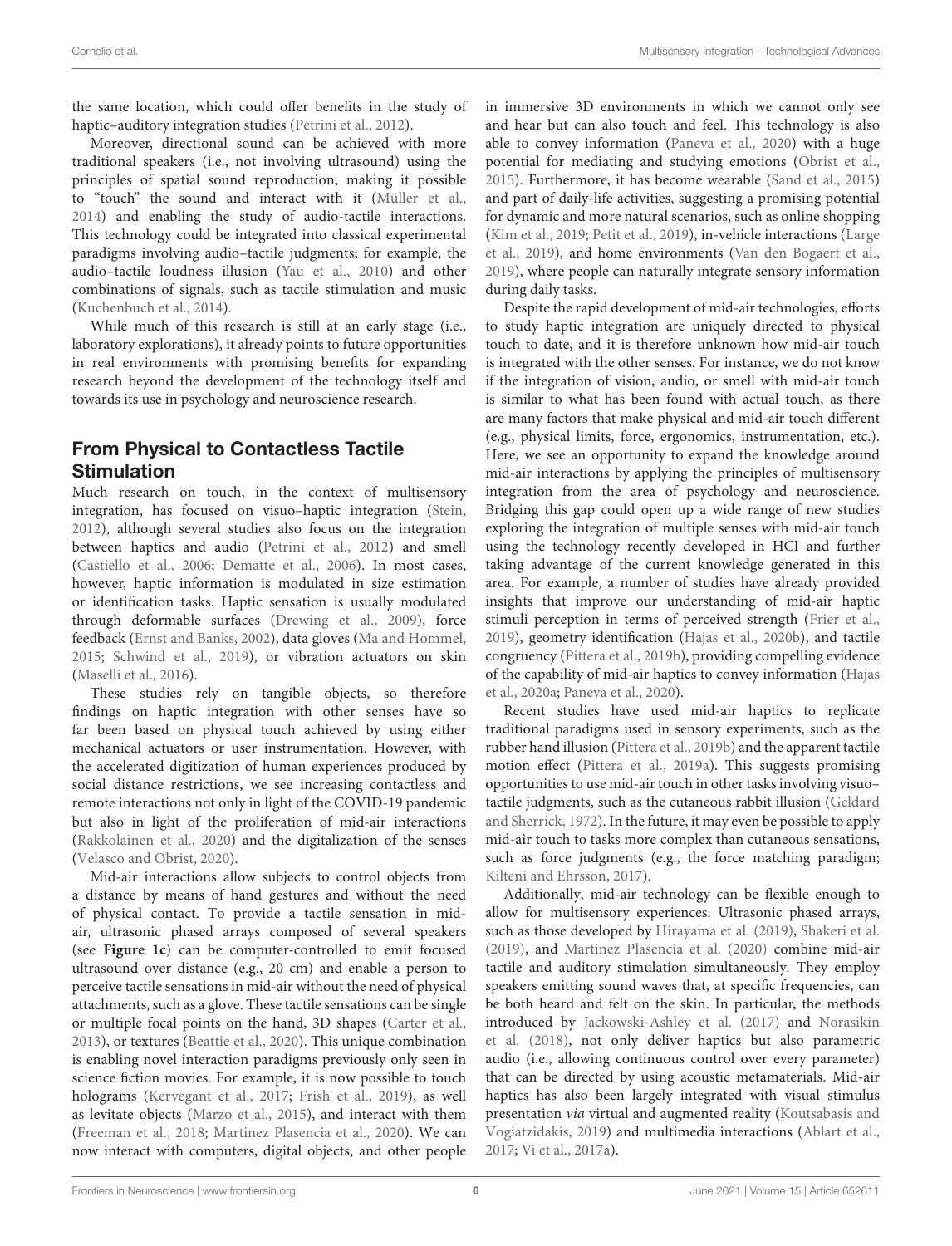the same location, which could offer benefits in the study of haptic–auditory integration studies (Petrini et al., 2012).

Moreover, directional sound can be achieved with more traditional speakers (i.e., not involving ultrasound) using the principles of spatial sound reproduction, making it possible to "touch" the sound and interact with it (Müller et al., 2014) and enabling the study of audio-tactile interactions. This technology could be integrated into classical experimental paradigms involving audio–tactile judgments; for example, the audio–tactile loudness illusion (Yau et al., 2010) and other combinations of signals, such as tactile stimulation and music (Kuchenbuch et al., 2014).

While much of this research is still at an early stage (i.e., laboratory explorations), it already points to future opportunities in real environments with promising benefits for expanding research beyond the development of the technology itself and towards its use in psychology and neuroscience research.

## From Physical to Contactless Tactile Stimulation

Much research on touch, in the context of multisensory integration, has focused on visuo–haptic integration (Stein, 2012), although several studies also focus on the integration between haptics and audio (Petrini et al., 2012) and smell (Castiello et al., 2006; Dematte et al., 2006). In most cases, however, haptic information is modulated in size estimation or identification tasks. Haptic sensation is usually modulated through deformable surfaces (Drewing et al., 2009), force feedback (Ernst and Banks, 2002), data gloves (Ma and Hommel, 2015; Schwind et al., 2019), or vibration actuators on skin (Maselli et al., 2016).

These studies rely on tangible objects, so therefore findings on haptic integration with other senses have so far been based on physical touch achieved by using either mechanical actuators or user instrumentation. However, with the accelerated digitization of human experiences produced by social distance restrictions, we see increasing contactless and remote interactions not only in light of the COVID-19 pandemic but also in light of the proliferation of mid-air interactions (Rakkolainen et al., 2020) and the digitalization of the senses (Velasco and Obrist, 2020).

Mid-air interactions allow subjects to control objects from a distance by means of hand gestures and without the need of physical contact. To provide a tactile sensation in mid-air, ultrasonic phased arrays composed of several speakers (see **Figure 1c**) can be computer-controlled to emit focused ultrasound over distance (e.g., 20 cm) and enable a person to perceive tactile sensations in mid-air without the need of physical attachments, such as a glove. These tactile sensations can be single or multiple focal points on the hand, 3D shapes (Carter et al., 2013), or textures (Beattie et al., 2020). This unique combination is enabling novel interaction paradigms previously only seen in science fiction movies. For example, it is now possible to touch holograms (Kervegant et al., 2017; Frish et al., 2019), as well as levitate objects (Marzo et al., 2015), and interact with them (Freeman et al., 2018; Martinez Plasencia et al., 2020). We can now interact with computers, digital objects, and other people in immersive 3D environments in which we cannot only see and hear but can also touch and feel. This technology is also able to convey information (Paneva et al., 2020) with a huge potential for mediating and studying emotions (Obrist et al., 2015). Furthermore, it has become wearable (Sand et al., 2015) and part of daily-life activities, suggesting a promising potential for dynamic and more natural scenarios, such as online shopping (Kim et al., 2019; Petit et al., 2019), in-vehicle interactions (Large et al., 2019), and home environments (Van den Bogaert et al., 2019), where people can naturally integrate sensory information during daily tasks.

Despite the rapid development of mid-air technologies, efforts to study haptic integration are uniquely directed to physical touch to date, and it is therefore unknown how mid-air touch is integrated with the other senses. For instance, we do not know if the integration of vision, audio, or smell with mid-air touch is similar to what has been found with actual touch, as there are many factors that make physical and mid-air touch different (e.g., physical limits, force, ergonomics, instrumentation, etc.). Here, we see an opportunity to expand the knowledge around mid-air interactions by applying the principles of multisensory integration from the area of psychology and neuroscience. Bridging this gap could open up a wide range of new studies exploring the integration of multiple senses with mid-air touch using the technology recently developed in HCI and further taking advantage of the current knowledge generated in this area. For example, a number of studies have already provided insights that improve our understanding of mid-air haptic stimuli perception in terms of perceived strength (Frier et al., 2019), geometry identification (Hajas et al., 2020b), and tactile congruency (Pittera et al., 2019b), providing compelling evidence of the capability of mid-air haptics to convey information (Hajas et al., 2020a; Paneva et al., 2020).

Recent studies have used mid-air haptics to replicate traditional paradigms used in sensory experiments, such as the rubber hand illusion (Pittera et al., 2019b) and the apparent tactile motion effect (Pittera et al., 2019a). This suggests promising opportunities to use mid-air touch in other tasks involving visuo–tactile judgments, such as the cutaneous rabbit illusion (Geldard and Sherrick, 1972). In the future, it may even be possible to apply mid-air touch to tasks more complex than cutaneous sensations, such as force judgments (e.g., the force matching paradigm; Kilteni and Ehrsson, 2017).

Additionally, mid-air technology can be flexible enough to allow for multisensory experiences. Ultrasonic phased arrays, such as those developed by Hirayama et al. (2019), Shakeri et al. (2019), and Martinez Plasencia et al. (2020) combine mid-air tactile and auditory stimulation simultaneously. They employ speakers emitting sound waves that, at specific frequencies, can be both heard and felt on the skin. In particular, the methods introduced by Jackowski-Ashley et al. (2017) and Norasikin et al. (2018), not only deliver haptics but also parametric audio (i.e., allowing continuous control over every parameter) that can be directed by using acoustic metamaterials. Mid-air haptics has also been largely integrated with visual stimulus presentation *via* virtual and augmented reality (Koutsabasis and Vogiatzidakis, 2019) and multimedia interactions (Ablart et al., 2017; Vi et al., 2017a).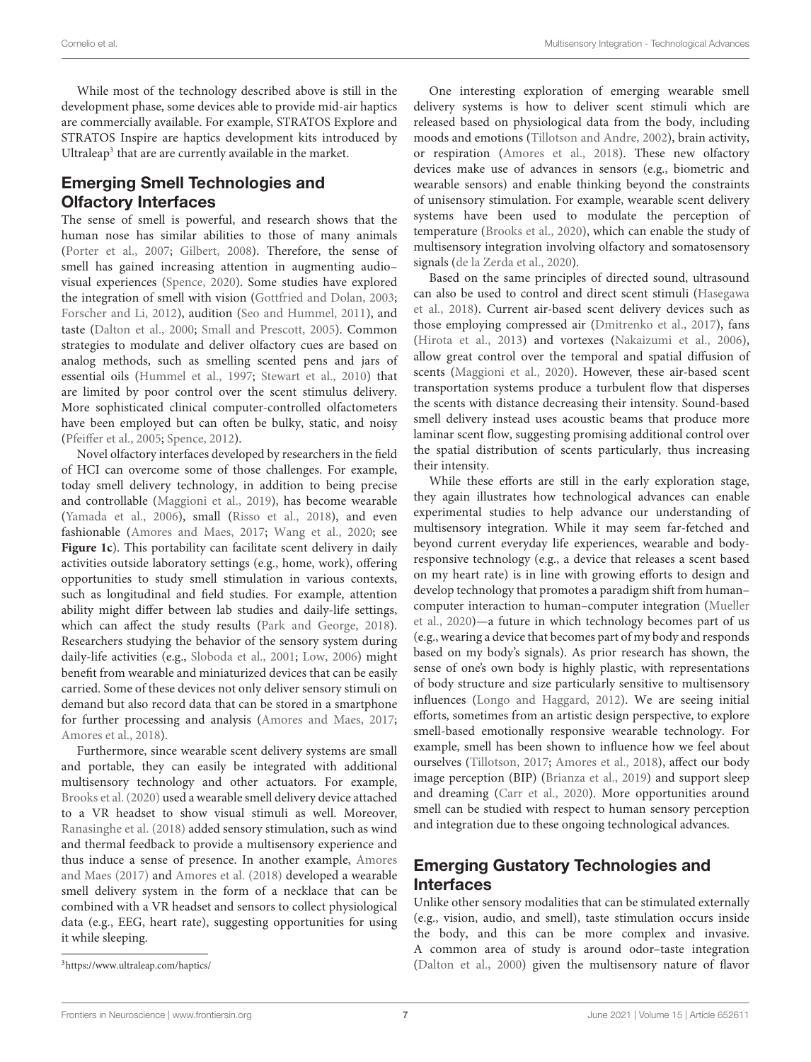While most of the technology described above is still in the development phase, some devices able to provide mid-air haptics are commercially available. For example, STRATOS Explore and STRATOS Inspire are haptics development kits introduced by Ultraleap[3] that are are currently available in the market.

## Emerging Smell Technologies and Olfactory Interfaces

The sense of smell is powerful, and research shows that the human nose has similar abilities to those of many animals (Porter et al., 2007; Gilbert, 2008). Therefore, the sense of smell has gained increasing attention in augmenting audio–visual experiences (Spence, 2020). Some studies have explored the integration of smell with vision (Gottfried and Dolan, 2003; Forscher and Li, 2012), audition (Seo and Hummel, 2011), and taste (Dalton et al., 2000; Small and Prescott, 2005). Common strategies to modulate and deliver olfactory cues are based on analog methods, such as smelling scented pens and jars of essential oils (Hummel et al., 1997; Stewart et al., 2010) that are limited by poor control over the scent stimulus delivery. More sophisticated clinical computer-controlled olfactometers have been employed but can often be bulky, static, and noisy (Pfeiffer et al., 2005; Spence, 2012).

Novel olfactory interfaces developed by researchers in the field of HCI can overcome some of those challenges. For example, today smell delivery technology, in addition to being precise and controllable (Maggioni et al., 2019), has become wearable (Yamada et al., 2006), small (Risso et al., 2018), and even fashionable (Amores and Maes, 2017; Wang et al., 2020; see **Figure 1c**). This portability can facilitate scent delivery in daily activities outside laboratory settings (e.g., home, work), offering opportunities to study smell stimulation in various contexts, such as longitudinal and field studies. For example, attention ability might differ between lab studies and daily-life settings, which can affect the study results (Park and George, 2018). Researchers studying the behavior of the sensory system during daily-life activities (e.g., Sloboda et al., 2001; Low, 2006) might benefit from wearable and miniaturized devices that can be easily carried. Some of these devices not only deliver sensory stimuli on demand but also record data that can be stored in a smartphone for further processing and analysis (Amores and Maes, 2017; Amores et al., 2018).

Furthermore, since wearable scent delivery systems are small and portable, they can easily be integrated with additional multisensory technology and other actuators. For example, Brooks et al. (2020) used a wearable smell delivery device attached to a VR headset to show visual stimuli as well. Moreover, Ranasinghe et al. (2018) added sensory stimulation, such as wind and thermal feedback to provide a multisensory experience and thus induce a sense of presence. In another example, Amores and Maes (2017) and Amores et al. (2018) developed a wearable smell delivery system in the form of a necklace that can be combined with a VR headset and sensors to collect physiological data (e.g., EEG, heart rate), suggesting opportunities for using it while sleeping.

One interesting exploration of emerging wearable smell delivery systems is how to deliver scent stimuli which are released based on physiological data from the body, including moods and emotions (Tillotson and Andre, 2002), brain activity, or respiration (Amores et al., 2018). These new olfactory devices make use of advances in sensors (e.g., biometric and wearable sensors) and enable thinking beyond the constraints of unisensory stimulation. For example, wearable scent delivery systems have been used to modulate the perception of temperature (Brooks et al., 2020), which can enable the study of multisensory integration involving olfactory and somatosensory signals (de la Zerda et al., 2020).

Based on the same principles of directed sound, ultrasound can also be used to control and direct scent stimuli (Hasegawa et al., 2018). Current air-based scent delivery devices such as those employing compressed air (Dmitrenko et al., 2017), fans (Hirota et al., 2013) and vortexes (Nakaizumi et al., 2006), allow great control over the temporal and spatial diffusion of scents (Maggioni et al., 2020). However, these air-based scent transportation systems produce a turbulent flow that disperses the scents with distance decreasing their intensity. Sound-based smell delivery instead uses acoustic beams that produce more laminar scent flow, suggesting promising additional control over the spatial distribution of scents particularly, thus increasing their intensity.

While these efforts are still in the early exploration stage, they again illustrates how technological advances can enable experimental studies to help advance our understanding of multisensory integration. While it may seem far-fetched and beyond current everyday life experiences, wearable and body-responsive technology (e.g., a device that releases a scent based on my heart rate) is in line with growing efforts to design and develop technology that promotes a paradigm shift from human–computer interaction to human–computer integration (Mueller et al., 2020)—a future in which technology becomes part of us (e.g., wearing a device that becomes part of my body and responds based on my body's signals). As prior research has shown, the sense of one's own body is highly plastic, with representations of body structure and size particularly sensitive to multisensory influences (Longo and Haggard, 2012). We are seeing initial efforts, sometimes from an artistic design perspective, to explore smell-based emotionally responsive wearable technology. For example, smell has been shown to influence how we feel about ourselves (Tillotson, 2017; Amores et al., 2018), affect our body image perception (BIP) (Brianza et al., 2019) and support sleep and dreaming (Carr et al., 2020). More opportunities around smell can be studied with respect to human sensory perception and integration due to these ongoing technological advances.

## Emerging Gustatory Technologies and Interfaces

Unlike other sensory modalities that can be stimulated externally (e.g., vision, audio, and smell), taste stimulation occurs inside the body, and this can be more complex and invasive. A common area of study is around odor–taste integration (Dalton et al., 2000) given the multisensory nature of flavor

[3]https://www.ultraleap.com/haptics/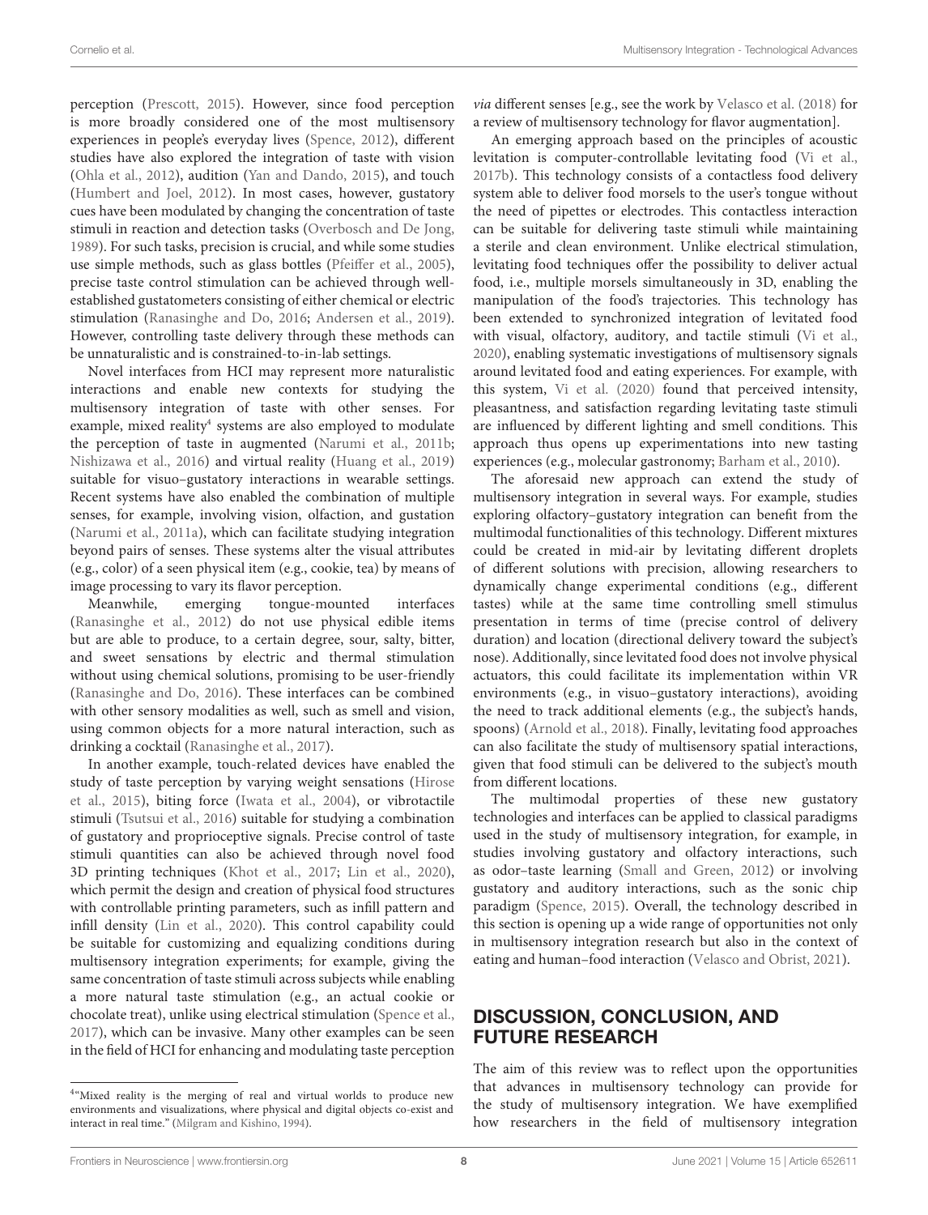perception (Prescott, 2015). However, since food perception is more broadly considered one of the most multisensory experiences in people's everyday lives (Spence, 2012), different studies have also explored the integration of taste with vision (Ohla et al., 2012), audition (Yan and Dando, 2015), and touch (Humbert and Joel, 2012). In most cases, however, gustatory cues have been modulated by changing the concentration of taste stimuli in reaction and detection tasks (Overbosch and De Jong, 1989). For such tasks, precision is crucial, and while some studies use simple methods, such as glass bottles (Pfeiffer et al., 2005), precise taste control stimulation can be achieved through well-established gustatometers consisting of either chemical or electric stimulation (Ranasinghe and Do, 2016; Andersen et al., 2019). However, controlling taste delivery through these methods can be unnaturalistic and is constrained-to-in-lab settings.

Novel interfaces from HCI may represent more naturalistic interactions and enable new contexts for studying the multisensory integration of taste with other senses. For example, mixed reality[4] systems are also employed to modulate the perception of taste in augmented (Narumi et al., 2011b; Nishizawa et al., 2016) and virtual reality (Huang et al., 2019) suitable for visuo–gustatory interactions in wearable settings. Recent systems have also enabled the combination of multiple senses, for example, involving vision, olfaction, and gustation (Narumi et al., 2011a), which can facilitate studying integration beyond pairs of senses. These systems alter the visual attributes (e.g., color) of a seen physical item (e.g., cookie, tea) by means of image processing to vary its flavor perception.

Meanwhile, emerging tongue-mounted interfaces (Ranasinghe et al., 2012) do not use physical edible items but are able to produce, to a certain degree, sour, salty, bitter, and sweet sensations by electric and thermal stimulation without using chemical solutions, promising to be user-friendly (Ranasinghe and Do, 2016). These interfaces can be combined with other sensory modalities as well, such as smell and vision, using common objects for a more natural interaction, such as drinking a cocktail (Ranasinghe et al., 2017).

In another example, touch-related devices have enabled the study of taste perception by varying weight sensations (Hirose et al., 2015), biting force (Iwata et al., 2004), or vibrotactile stimuli (Tsutsui et al., 2016) suitable for studying a combination of gustatory and proprioceptive signals. Precise control of taste stimuli quantities can also be achieved through novel food 3D printing techniques (Khot et al., 2017; Lin et al., 2020), which permit the design and creation of physical food structures with controllable printing parameters, such as infill pattern and infill density (Lin et al., 2020). This control capability could be suitable for customizing and equalizing conditions during multisensory integration experiments; for example, giving the same concentration of taste stimuli across subjects while enabling a more natural taste stimulation (e.g., an actual cookie or chocolate treat), unlike using electrical stimulation (Spence et al., 2017), which can be invasive. Many other examples can be seen in the field of HCI for enhancing and modulating taste perception *via* different senses [e.g., see the work by Velasco et al. (2018) for a review of multisensory technology for flavor augmentation].

An emerging approach based on the principles of acoustic levitation is computer-controllable levitating food (Vi et al., 2017b). This technology consists of a contactless food delivery system able to deliver food morsels to the user's tongue without the need of pipettes or electrodes. This contactless interaction can be suitable for delivering taste stimuli while maintaining a sterile and clean environment. Unlike electrical stimulation, levitating food techniques offer the possibility to deliver actual food, i.e., multiple morsels simultaneously in 3D, enabling the manipulation of the food's trajectories. This technology has been extended to synchronized integration of levitated food with visual, olfactory, auditory, and tactile stimuli (Vi et al., 2020), enabling systematic investigations of multisensory signals around levitated food and eating experiences. For example, with this system, Vi et al. (2020) found that perceived intensity, pleasantness, and satisfaction regarding levitating taste stimuli are influenced by different lighting and smell conditions. This approach thus opens up experimentations into new tasting experiences (e.g., molecular gastronomy; Barham et al., 2010).

The aforesaid new approach can extend the study of multisensory integration in several ways. For example, studies exploring olfactory–gustatory integration can benefit from the multimodal functionalities of this technology. Different mixtures could be created in mid-air by levitating different droplets of different solutions with precision, allowing researchers to dynamically change experimental conditions (e.g., different tastes) while at the same time controlling smell stimulus presentation in terms of time (precise control of delivery duration) and location (directional delivery toward the subject's nose). Additionally, since levitated food does not involve physical actuators, this could facilitate its implementation within VR environments (e.g., in visuo–gustatory interactions), avoiding the need to track additional elements (e.g., the subject's hands, spoons) (Arnold et al., 2018). Finally, levitating food approaches can also facilitate the study of multisensory spatial interactions, given that food stimuli can be delivered to the subject's mouth from different locations.

The multimodal properties of these new gustatory technologies and interfaces can be applied to classical paradigms used in the study of multisensory integration, for example, in studies involving gustatory and olfactory interactions, such as odor–taste learning (Small and Green, 2012) or involving gustatory and auditory interactions, such as the sonic chip paradigm (Spence, 2015). Overall, the technology described in this section is opening up a wide range of opportunities not only in multisensory integration research but also in the context of eating and human–food interaction (Velasco and Obrist, 2021).

## DISCUSSION, CONCLUSION, AND FUTURE RESEARCH

The aim of this review was to reflect upon the opportunities that advances in multisensory technology can provide for the study of multisensory integration. We have exemplified how researchers in the field of multisensory integration

[4]"Mixed reality is the merging of real and virtual worlds to produce new environments and visualizations, where physical and digital objects co-exist and interact in real time." (Milgram and Kishino, 1994).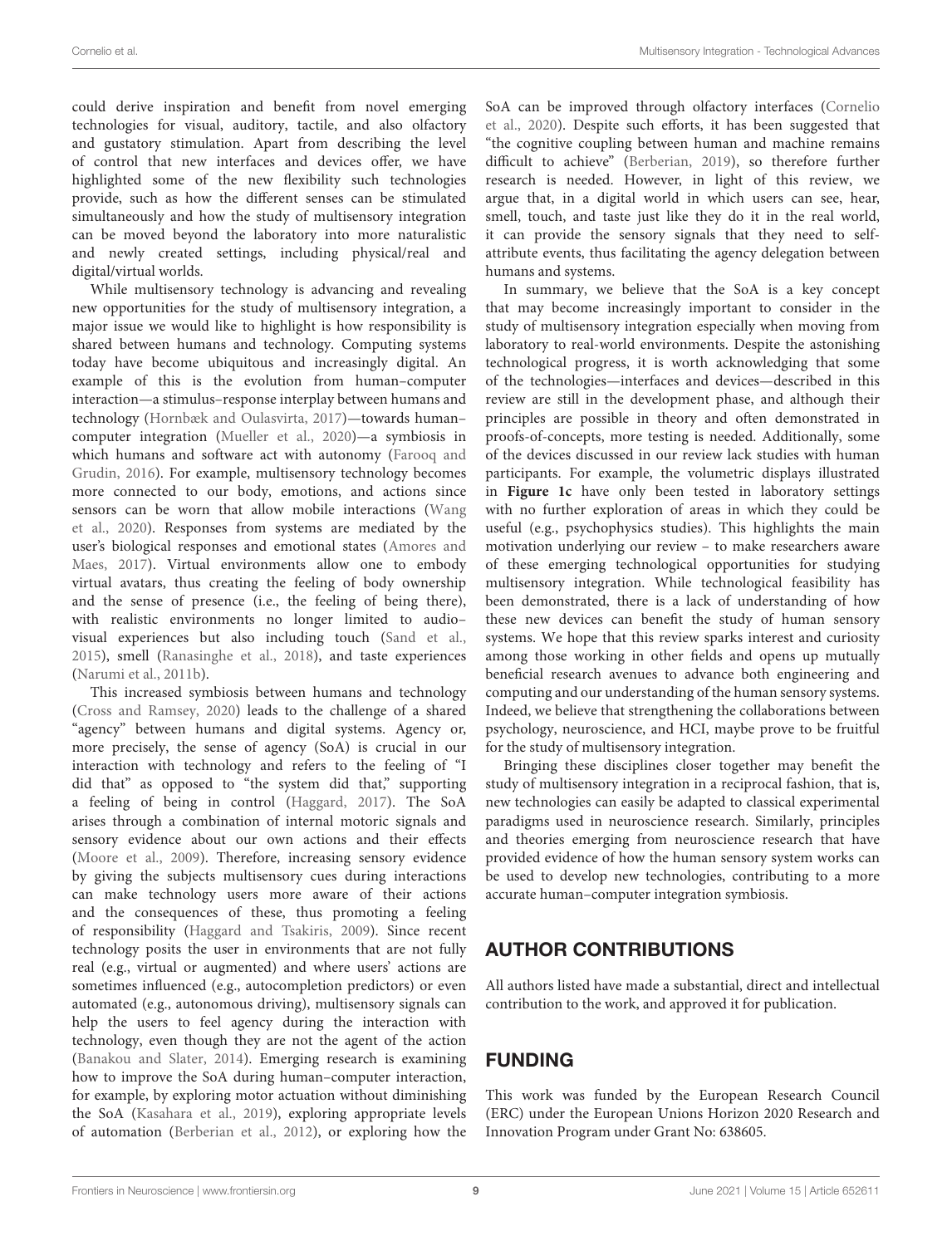could derive inspiration and benefit from novel emerging technologies for visual, auditory, tactile, and also olfactory and gustatory stimulation. Apart from describing the level of control that new interfaces and devices offer, we have highlighted some of the new flexibility such technologies provide, such as how the different senses can be stimulated simultaneously and how the study of multisensory integration can be moved beyond the laboratory into more naturalistic and newly created settings, including physical/real and digital/virtual worlds.

While multisensory technology is advancing and revealing new opportunities for the study of multisensory integration, a major issue we would like to highlight is how responsibility is shared between humans and technology. Computing systems today have become ubiquitous and increasingly digital. An example of this is the evolution from human–computer interaction—a stimulus–response interplay between humans and technology (Hornbæk and Oulasvirta, 2017)—towards human–computer integration (Mueller et al., 2020)—a symbiosis in which humans and software act with autonomy (Farooq and Grudin, 2016). For example, multisensory technology becomes more connected to our body, emotions, and actions since sensors can be worn that allow mobile interactions (Wang et al., 2020). Responses from systems are mediated by the user's biological responses and emotional states (Amores and Maes, 2017). Virtual environments allow one to embody virtual avatars, thus creating the feeling of body ownership and the sense of presence (i.e., the feeling of being there), with realistic environments no longer limited to audio–visual experiences but also including touch (Sand et al., 2015), smell (Ranasinghe et al., 2018), and taste experiences (Narumi et al., 2011b).

This increased symbiosis between humans and technology (Cross and Ramsey, 2020) leads to the challenge of a shared "agency" between humans and digital systems. Agency or, more precisely, the sense of agency (SoA) is crucial in our interaction with technology and refers to the feeling of "I did that" as opposed to "the system did that," supporting a feeling of being in control (Haggard, 2017). The SoA arises through a combination of internal motoric signals and sensory evidence about our own actions and their effects (Moore et al., 2009). Therefore, increasing sensory evidence by giving the subjects multisensory cues during interactions can make technology users more aware of their actions and the consequences of these, thus promoting a feeling of responsibility (Haggard and Tsakiris, 2009). Since recent technology posits the user in environments that are not fully real (e.g., virtual or augmented) and where users' actions are sometimes influenced (e.g., autocompletion predictors) or even automated (e.g., autonomous driving), multisensory signals can help the users to feel agency during the interaction with technology, even though they are not the agent of the action (Banakou and Slater, 2014). Emerging research is examining how to improve the SoA during human–computer interaction, for example, by exploring motor actuation without diminishing the SoA (Kasahara et al., 2019), exploring appropriate levels of automation (Berberian et al., 2012), or exploring how the SoA can be improved through olfactory interfaces (Cornelio et al., 2020). Despite such efforts, it has been suggested that "the cognitive coupling between human and machine remains difficult to achieve" (Berberian, 2019), so therefore further research is needed. However, in light of this review, we argue that, in a digital world in which users can see, hear, smell, touch, and taste just like they do it in the real world, it can provide the sensory signals that they need to self-attribute events, thus facilitating the agency delegation between humans and systems.

In summary, we believe that the SoA is a key concept that may become increasingly important to consider in the study of multisensory integration especially when moving from laboratory to real-world environments. Despite the astonishing technological progress, it is worth acknowledging that some of the technologies—interfaces and devices—described in this review are still in the development phase, and although their principles are possible in theory and often demonstrated in proofs-of-concepts, more testing is needed. Additionally, some of the devices discussed in our review lack studies with human participants. For example, the volumetric displays illustrated in **Figure 1c** have only been tested in laboratory settings with no further exploration of areas in which they could be useful (e.g., psychophysics studies). This highlights the main motivation underlying our review – to make researchers aware of these emerging technological opportunities for studying multisensory integration. While technological feasibility has been demonstrated, there is a lack of understanding of how these new devices can benefit the study of human sensory systems. We hope that this review sparks interest and curiosity among those working in other fields and opens up mutually beneficial research avenues to advance both engineering and computing and our understanding of the human sensory systems. Indeed, we believe that strengthening the collaborations between psychology, neuroscience, and HCI, maybe prove to be fruitful for the study of multisensory integration.

Bringing these disciplines closer together may benefit the study of multisensory integration in a reciprocal fashion, that is, new technologies can easily be adapted to classical experimental paradigms used in neuroscience research. Similarly, principles and theories emerging from neuroscience research that have provided evidence of how the human sensory system works can be used to develop new technologies, contributing to a more accurate human–computer integration symbiosis.

## AUTHOR CONTRIBUTIONS

All authors listed have made a substantial, direct and intellectual contribution to the work, and approved it for publication.

## FUNDING

This work was funded by the European Research Council (ERC) under the European Unions Horizon 2020 Research and Innovation Program under Grant No: 638605.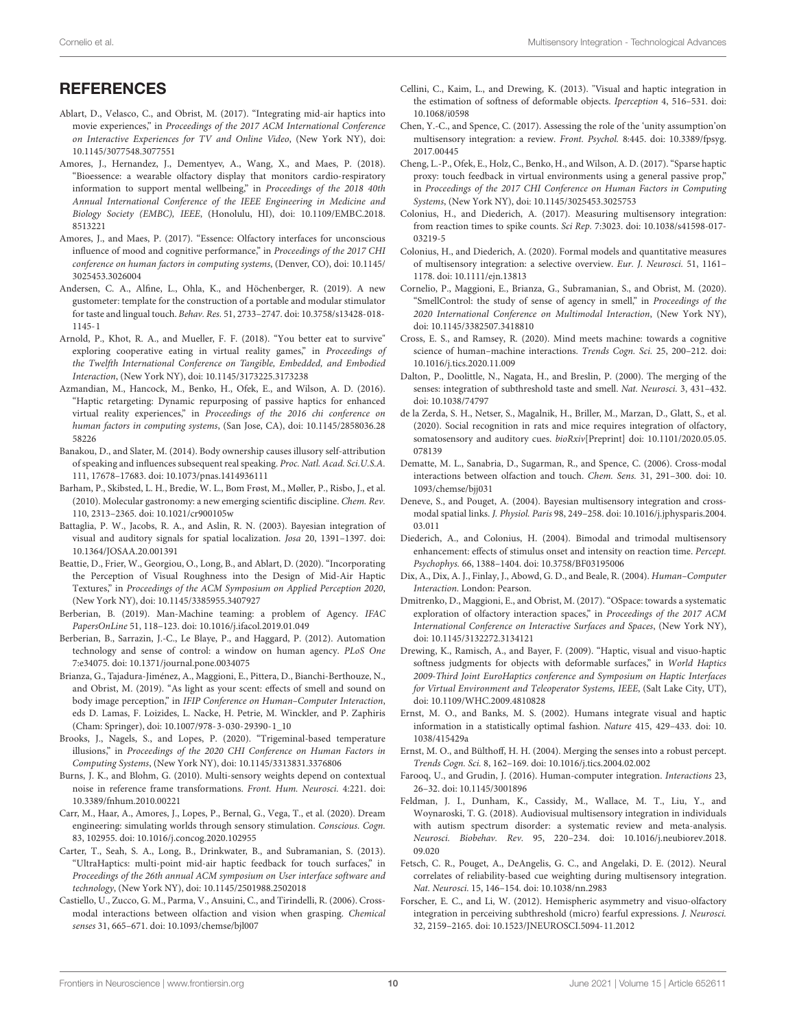## REFERENCES

Ablart, D., Velasco, C., and Obrist, M. (2017). "Integrating mid-air haptics into movie experiences," in *Proceedings of the 2017 ACM International Conference on Interactive Experiences for TV and Online Video*, (New York NY), doi: 10.1145/3077548.3077551

Amores, J., Hernandez, J., Dementyev, A., Wang, X., and Maes, P. (2018). "Bioessence: a wearable olfactory display that monitors cardio-respiratory information to support mental wellbeing," in *Proceedings of the 2018 40th Annual International Conference of the IEEE Engineering in Medicine and Biology Society (EMBC), IEEE*, (Honolulu, HI), doi: 10.1109/EMBC.2018.8513221

Amores, J., and Maes, P. (2017). "Essence: Olfactory interfaces for unconscious influence of mood and cognitive performance," in *Proceedings of the 2017 CHI conference on human factors in computing systems*, (Denver, CO), doi: 10.1145/3025453.3026004

Andersen, C. A., Alfine, L., Ohla, K., and Höchenberger, R. (2019). A new gustometer: template for the construction of a portable and modular stimulator for taste and lingual touch. *Behav. Res.* 51, 2733–2747. doi: 10.3758/s13428-018-1145-1

Arnold, P., Khot, R. A., and Mueller, F. F. (2018). "You better eat to survive" exploring cooperative eating in virtual reality games," in *Proceedings of the Twelfth International Conference on Tangible, Embedded, and Embodied Interaction*, (New York NY), doi: 10.1145/3173225.3173238

Azmandian, M., Hancock, M., Benko, H., Ofek, E., and Wilson, A. D. (2016). "Haptic retargeting: Dynamic repurposing of passive haptics for enhanced virtual reality experiences," in *Proceedings of the 2016 chi conference on human factors in computing systems*, (San Jose, CA), doi: 10.1145/2858036.2858226

Banakou, D., and Slater, M. (2014). Body ownership causes illusory self-attribution of speaking and influences subsequent real speaking. *Proc. Natl. Acad. Sci.U.S.A.* 111, 17678–17683. doi: 10.1073/pnas.1414936111

Barham, P., Skibsted, L. H., Bredie, W. L., Bom Frøst, M., Møller, P., Risbo, J., et al. (2010). Molecular gastronomy: a new emerging scientific discipline. *Chem. Rev.* 110, 2313–2365. doi: 10.1021/cr900105w

Battaglia, P. W., Jacobs, R. A., and Aslin, R. N. (2003). Bayesian integration of visual and auditory signals for spatial localization. *Josa* 20, 1391–1397. doi: 10.1364/JOSAA.20.001391

Beattie, D., Frier, W., Georgiou, O., Long, B., and Ablart, D. (2020). "Incorporating the Perception of Visual Roughness into the Design of Mid-Air Haptic Textures," in *Proceedings of the ACM Symposium on Applied Perception 2020*, (New York NY), doi: 10.1145/3385955.3407927

Berberian, B. (2019). Man-Machine teaming: a problem of Agency. *IFAC PapersOnLine* 51, 118–123. doi: 10.1016/j.ifacol.2019.01.049

Berberian, B., Sarrazin, J.-C., Le Blaye, P., and Haggard, P. (2012). Automation technology and sense of control: a window on human agency. *PLoS One* 7:e34075. doi: 10.1371/journal.pone.0034075

Brianza, G., Tajadura-Jiménez, A., Maggioni, E., Pittera, D., Bianchi-Berthouze, N., and Obrist, M. (2019). "As light as your scent: effects of smell and sound on body image perception," in *IFIP Conference on Human–Computer Interaction*, eds D. Lamas, F. Loizides, L. Nacke, H. Petrie, M. Winckler, and P. Zaphiris (Cham: Springer), doi: 10.1007/978-3-030-29390-1_10

Brooks, J., Nagels, S., and Lopes, P. (2020). "Trigeminal-based temperature illusions," in *Proceedings of the 2020 CHI Conference on Human Factors in Computing Systems*, (New York NY), doi: 10.1145/3313831.3376806

Burns, J. K., and Blohm, G. (2010). Multi-sensory weights depend on contextual noise in reference frame transformations. *Front. Hum. Neurosci.* 4:221. doi: 10.3389/fnhum.2010.00221

Carr, M., Haar, A., Amores, J., Lopes, P., Bernal, G., Vega, T., et al. (2020). Dream engineering: simulating worlds through sensory stimulation. *Conscious. Cogn.* 83, 102955. doi: 10.1016/j.concog.2020.102955

Carter, T., Seah, S. A., Long, B., Drinkwater, B., and Subramanian, S. (2013). "UltraHaptics: multi-point mid-air haptic feedback for touch surfaces," in *Proceedings of the 26th annual ACM symposium on User interface software and technology*, (New York NY), doi: 10.1145/2501988.2502018

Castiello, U., Zucco, G. M., Parma, V., Ansuini, C., and Tirindelli, R. (2006). Cross-modal interactions between olfaction and vision when grasping. *Chemical senses* 31, 665–671. doi: 10.1093/chemse/bjl007

Cellini, C., Kaim, L., and Drewing, K. (2013). "Visual and haptic integration in the estimation of softness of deformable objects. *Iperception* 4, 516–531. doi: 10.1068/i0598

Chen, Y.-C., and Spence, C. (2017). Assessing the role of the 'unity assumption'on multisensory integration: a review. *Front. Psychol.* 8:445. doi: 10.3389/fpsyg.2017.00445

Cheng, L.-P., Ofek, E., Holz, C., Benko, H., and Wilson, A. D. (2017). "Sparse haptic proxy: touch feedback in virtual environments using a general passive prop," in *Proceedings of the 2017 CHI Conference on Human Factors in Computing Systems*, (New York NY), doi: 10.1145/3025453.3025753

Colonius, H., and Diederich, A. (2017). Measuring multisensory integration: from reaction times to spike counts. *Sci Rep.* 7:3023. doi: 10.1038/s41598-017-03219-5

Colonius, H., and Diederich, A. (2020). Formal models and quantitative measures of multisensory integration: a selective overview. *Eur. J. Neurosci.* 51, 1161–1178. doi: 10.1111/ejn.13813

Cornelio, P., Maggioni, E., Brianza, G., Subramanian, S., and Obrist, M. (2020). "SmellControl: the study of sense of agency in smell," in *Proceedings of the 2020 International Conference on Multimodal Interaction*, (New York NY), doi: 10.1145/3382507.3418810

Cross, E. S., and Ramsey, R. (2020). Mind meets machine: towards a cognitive science of human–machine interactions. *Trends Cogn. Sci.* 25, 200–212. doi: 10.1016/j.tics.2020.11.009

Dalton, P., Doolittle, N., Nagata, H., and Breslin, P. (2000). The merging of the senses: integration of subthreshold taste and smell. *Nat. Neurosci.* 3, 431–432. doi: 10.1038/74797

de la Zerda, S. H., Netser, S., Magalnik, H., Briller, M., Marzan, D., Glatt, S., et al. (2020). Social recognition in rats and mice requires integration of olfactory, somatosensory and auditory cues. *bioRxiv*[Preprint] doi: 10.1101/2020.05.05.078139

Dematte, M. L., Sanabria, D., Sugarman, R., and Spence, C. (2006). Cross-modal interactions between olfaction and touch. *Chem. Sens.* 31, 291–300. doi: 10.1093/chemse/bjj031

Deneve, S., and Pouget, A. (2004). Bayesian multisensory integration and cross-modal spatial links. *J. Physiol. Paris* 98, 249–258. doi: 10.1016/j.jphysparis.2004.03.011

Diederich, A., and Colonius, H. (2004). Bimodal and trimodal multisensory enhancement: effects of stimulus onset and intensity on reaction time. *Percept. Psychophys.* 66, 1388–1404. doi: 10.3758/BF03195006

Dix, A., Dix, A. J., Finlay, J., Abowd, G. D., and Beale, R. (2004). *Human–Computer Interaction*. London: Pearson.

Dmitrenko, D., Maggioni, E., and Obrist, M. (2017). "OSpace: towards a systematic exploration of olfactory interaction spaces," in *Proceedings of the 2017 ACM International Conference on Interactive Surfaces and Spaces*, (New York NY), doi: 10.1145/3132272.3134121

Drewing, K., Ramisch, A., and Bayer, F. (2009). "Haptic, visual and visuo-haptic softness judgments for objects with deformable surfaces," in *World Haptics 2009-Third Joint EuroHaptics conference and Symposium on Haptic Interfaces for Virtual Environment and Teleoperator Systems, IEEE*, (Salt Lake City, UT), doi: 10.1109/WHC.2009.4810828

Ernst, M. O., and Banks, M. S. (2002). Humans integrate visual and haptic information in a statistically optimal fashion. *Nature* 415, 429–433. doi: 10.1038/415429a

Ernst, M. O., and Bülthoff, H. H. (2004). Merging the senses into a robust percept. *Trends Cogn. Sci.* 8, 162–169. doi: 10.1016/j.tics.2004.02.002

Farooq, U., and Grudin, J. (2016). Human-computer integration. *Interactions* 23, 26–32. doi: 10.1145/3001896

Feldman, J. I., Dunham, K., Cassidy, M., Wallace, M. T., Liu, Y., and Woynaroski, T. G. (2018). Audiovisual multisensory integration in individuals with autism spectrum disorder: a systematic review and meta-analysis. *Neurosci. Biobehav. Rev.* 95, 220–234. doi: 10.1016/j.neubiorev.2018.09.020

Fetsch, C. R., Pouget, A., DeAngelis, G. C., and Angelaki, D. E. (2012). Neural correlates of reliability-based cue weighting during multisensory integration. *Nat. Neurosci.* 15, 146–154. doi: 10.1038/nn.2983

Forscher, E. C., and Li, W. (2012). Hemispheric asymmetry and visuo-olfactory integration in perceiving subthreshold (micro) fearful expressions. *J. Neurosci.* 32, 2159–2165. doi: 10.1523/JNEUROSCI.5094-11.2012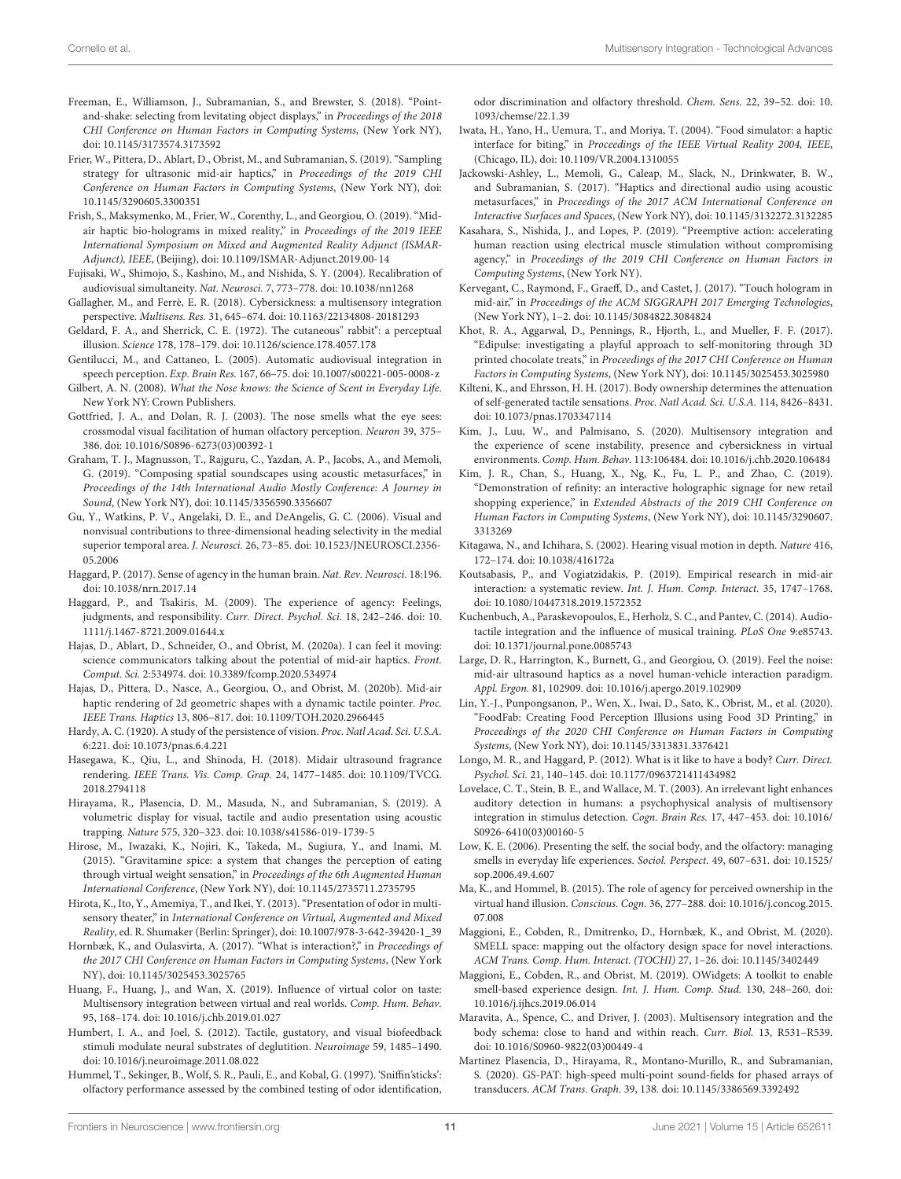Freeman, E., Williamson, J., Subramanian, S., and Brewster, S. (2018). "Point-and-shake: selecting from levitating object displays," in *Proceedings of the 2018 CHI Conference on Human Factors in Computing Systems*, (New York NY), doi: 10.1145/3173574.3173592

Frier, W., Pittera, D., Ablart, D., Obrist, M., and Subramanian, S. (2019). "Sampling strategy for ultrasonic mid-air haptics," in *Proceedings of the 2019 CHI Conference on Human Factors in Computing Systems*, (New York NY), doi: 10.1145/3290605.3300351

Frish, S., Maksymenko, M., Frier, W., Corenthy, L., and Georgiou, O. (2019). "Mid-air haptic bio-holograms in mixed reality," in *Proceedings of the 2019 IEEE International Symposium on Mixed and Augmented Reality Adjunct (ISMAR-Adjunct), IEEE*, (Beijing), doi: 10.1109/ISMAR-Adjunct.2019.00-14

Fujisaki, W., Shimojo, S., Kashino, M., and Nishida, S. Y. (2004). Recalibration of audiovisual simultaneity. *Nat. Neurosci.* 7, 773–778. doi: 10.1038/nn1268

Gallagher, M., and Ferrè, E. R. (2018). Cybersickness: a multisensory integration perspective. *Multisens. Res.* 31, 645–674. doi: 10.1163/22134808-20181293

Geldard, F. A., and Sherrick, C. E. (1972). The cutaneous" rabbit": a perceptual illusion. *Science* 178, 178–179. doi: 10.1126/science.178.4057.178

Gentilucci, M., and Cattaneo, L. (2005). Automatic audiovisual integration in speech perception. *Exp. Brain Res.* 167, 66–75. doi: 10.1007/s00221-005-0008-z

Gilbert, A. N. (2008). *What the Nose knows: the Science of Scent in Everyday Life*. New York NY: Crown Publishers.

Gottfried, J. A., and Dolan, R. J. (2003). The nose smells what the eye sees: crossmodal visual facilitation of human olfactory perception. *Neuron* 39, 375–386. doi: 10.1016/S0896-6273(03)00392-1

Graham, T. J., Magnusson, T., Rajguru, C., Yazdan, A. P., Jacobs, A., and Memoli, G. (2019). "Composing spatial soundscapes using acoustic metasurfaces," in *Proceedings of the 14th International Audio Mostly Conference: A Journey in Sound*, (New York NY), doi: 10.1145/3356590.3356607

Gu, Y., Watkins, P. V., Angelaki, D. E., and DeAngelis, G. C. (2006). Visual and nonvisual contributions to three-dimensional heading selectivity in the medial superior temporal area. *J. Neurosci.* 26, 73–85. doi: 10.1523/JNEUROSCI.2356-05.2006

Haggard, P. (2017). Sense of agency in the human brain. *Nat. Rev. Neurosci.* 18:196. doi: 10.1038/nrn.2017.14

Haggard, P., and Tsakiris, M. (2009). The experience of agency: Feelings, judgments, and responsibility. *Curr. Direct. Psychol. Sci.* 18, 242–246. doi: 10.1111/j.1467-8721.2009.01644.x

Hajas, D., Ablart, D., Schneider, O., and Obrist, M. (2020a). I can feel it moving: science communicators talking about the potential of mid-air haptics. *Front. Comput. Sci.* 2:534974. doi: 10.3389/fcomp.2020.534974

Hajas, D., Pittera, D., Nasce, A., Georgiou, O., and Obrist, M. (2020b). Mid-air haptic rendering of 2d geometric shapes with a dynamic tactile pointer. *Proc. IEEE Trans. Haptics* 13, 806–817. doi: 10.1109/TOH.2020.2966445

Hardy, A. C. (1920). A study of the persistence of vision. *Proc. Natl Acad. Sci. U.S.A.* 6:221. doi: 10.1073/pnas.6.4.221

Hasegawa, K., Qiu, L., and Shinoda, H. (2018). Midair ultrasound fragrance rendering. *IEEE Trans. Vis. Comp. Grap.* 24, 1477–1485. doi: 10.1109/TVCG.2018.2794118

Hirayama, R., Plasencia, D. M., Masuda, N., and Subramanian, S. (2019). A volumetric display for visual, tactile and audio presentation using acoustic trapping. *Nature* 575, 320–323. doi: 10.1038/s41586-019-1739-5

Hirose, M., Iwazaki, K., Nojiri, K., Takeda, M., Sugiura, Y., and Inami, M. (2015). "Gravitamine spice: a system that changes the perception of eating through virtual weight sensation," in *Proceedings of the 6th Augmented Human International Conference*, (New York NY), doi: 10.1145/2735711.2735795

Hirota, K., Ito, Y., Amemiya, T., and Ikei, Y. (2013). "Presentation of odor in multi-sensory theater," in *International Conference on Virtual, Augmented and Mixed Reality*, ed. R. Shumaker (Berlin: Springer), doi: 10.1007/978-3-642-39420-1_39

Hornbæk, K., and Oulasvirta, A. (2017). "What is interaction?," in *Proceedings of the 2017 CHI Conference on Human Factors in Computing Systems*, (New York NY), doi: 10.1145/3025453.3025765

Huang, F., Huang, J., and Wan, X. (2019). Influence of virtual color on taste: Multisensory integration between virtual and real worlds. *Comp. Hum. Behav.* 95, 168–174. doi: 10.1016/j.chb.2019.01.027

Humbert, I. A., and Joel, S. (2012). Tactile, gustatory, and visual biofeedback stimuli modulate neural substrates of deglutition. *Neuroimage* 59, 1485–1490. doi: 10.1016/j.neuroimage.2011.08.022

Hummel, T., Sekinger, B., Wolf, S. R., Pauli, E., and Kobal, G. (1997). 'Sniffin'sticks': olfactory performance assessed by the combined testing of odor identification, odor discrimination and olfactory threshold. *Chem. Sens.* 22, 39–52. doi: 10.1093/chemse/22.1.39

Iwata, H., Yano, H., Uemura, T., and Moriya, T. (2004). "Food simulator: a haptic interface for biting," in *Proceedings of the IEEE Virtual Reality 2004, IEEE*, (Chicago, IL), doi: 10.1109/VR.2004.1310055

Jackowski-Ashley, L., Memoli, G., Caleap, M., Slack, N., Drinkwater, B. W., and Subramanian, S. (2017). "Haptics and directional audio using acoustic metasurfaces," in *Proceedings of the 2017 ACM International Conference on Interactive Surfaces and Spaces*, (New York NY), doi: 10.1145/3132272.3132285

Kasahara, S., Nishida, J., and Lopes, P. (2019). "Preemptive action: accelerating human reaction using electrical muscle stimulation without compromising agency," in *Proceedings of the 2019 CHI Conference on Human Factors in Computing Systems*, (New York NY).

Kervegant, C., Raymond, F., Graeff, D., and Castet, J. (2017). "Touch hologram in mid-air," in *Proceedings of the ACM SIGGRAPH 2017 Emerging Technologies*, (New York NY), 1–2. doi: 10.1145/3084822.3084824

Khot, R. A., Aggarwal, D., Pennings, R., Hjorth, L., and Mueller, F. F. (2017). "Edipulse: investigating a playful approach to self-monitoring through 3D printed chocolate treats," in *Proceedings of the 2017 CHI Conference on Human Factors in Computing Systems*, (New York NY), doi: 10.1145/3025453.3025980

Kilteni, K., and Ehrsson, H. H. (2017). Body ownership determines the attenuation of self-generated tactile sensations. *Proc. Natl Acad. Sci. U.S.A.* 114, 8426–8431. doi: 10.1073/pnas.1703347114

Kim, J., Luu, W., and Palmisano, S. (2020). Multisensory integration and the experience of scene instability, presence and cybersickness in virtual environments. *Comp. Hum. Behav.* 113:106484. doi: 10.1016/j.chb.2020.106484

Kim, J. R., Chan, S., Huang, X., Ng, K., Fu, L. P., and Zhao, C. (2019). "Demonstration of refinity: an interactive holographic signage for new retail shopping experience," in *Extended Abstracts of the 2019 CHI Conference on Human Factors in Computing Systems*, (New York NY), doi: 10.1145/3290607.3313269

Kitagawa, N., and Ichihara, S. (2002). Hearing visual motion in depth. *Nature* 416, 172–174. doi: 10.1038/416172a

Koutsabasis, P., and Vogiatzidakis, P. (2019). Empirical research in mid-air interaction: a systematic review. *Int. J. Hum. Comp. Interact.* 35, 1747–1768. doi: 10.1080/10447318.2019.1572352

Kuchenbuch, A., Paraskevopoulos, E., Herholz, S. C., and Pantev, C. (2014). Audio-tactile integration and the influence of musical training. *PLoS One* 9:e85743. doi: 10.1371/journal.pone.0085743

Large, D. R., Harrington, K., Burnett, G., and Georgiou, O. (2019). Feel the noise: mid-air ultrasound haptics as a novel human-vehicle interaction paradigm. *Appl. Ergon.* 81, 102909. doi: 10.1016/j.apergo.2019.102909

Lin, Y.-J., Punpongsanon, P., Wen, X., Iwai, D., Sato, K., Obrist, M., et al. (2020). "FoodFab: Creating Food Perception Illusions using Food 3D Printing," in *Proceedings of the 2020 CHI Conference on Human Factors in Computing Systems*, (New York NY), doi: 10.1145/3313831.3376421

Longo, M. R., and Haggard, P. (2012). What is it like to have a body? *Curr. Direct. Psychol. Sci.* 21, 140–145. doi: 10.1177/0963721411434982

Lovelace, C. T., Stein, B. E., and Wallace, M. T. (2003). An irrelevant light enhances auditory detection in humans: a psychophysical analysis of multisensory integration in stimulus detection. *Cogn. Brain Res.* 17, 447–453. doi: 10.1016/S0926-6410(03)00160-5

Low, K. E. (2006). Presenting the self, the social body, and the olfactory: managing smells in everyday life experiences. *Sociol. Perspect.* 49, 607–631. doi: 10.1525/sop.2006.49.4.607

Ma, K., and Hommel, B. (2015). The role of agency for perceived ownership in the virtual hand illusion. *Conscious. Cogn.* 36, 277–288. doi: 10.1016/j.concog.2015.07.008

Maggioni, E., Cobden, R., Dmitrenko, D., Hornbæk, K., and Obrist, M. (2020). SMELL space: mapping out the olfactory design space for novel interactions. *ACM Trans. Comp. Hum. Interact. (TOCHI)* 27, 1–26. doi: 10.1145/3402449

Maggioni, E., Cobden, R., and Obrist, M. (2019). OWidgets: A toolkit to enable smell-based experience design. *Int. J. Hum. Comp. Stud.* 130, 248–260. doi: 10.1016/j.ijhcs.2019.06.014

Maravita, A., Spence, C., and Driver, J. (2003). Multisensory integration and the body schema: close to hand and within reach. *Curr. Biol.* 13, R531–R539. doi: 10.1016/S0960-9822(03)00449-4

Martinez Plasencia, D., Hirayama, R., Montano-Murillo, R., and Subramanian, S. (2020). GS-PAT: high-speed multi-point sound-fields for phased arrays of transducers. *ACM Trans. Graph.* 39, 138. doi: 10.1145/3386569.3392492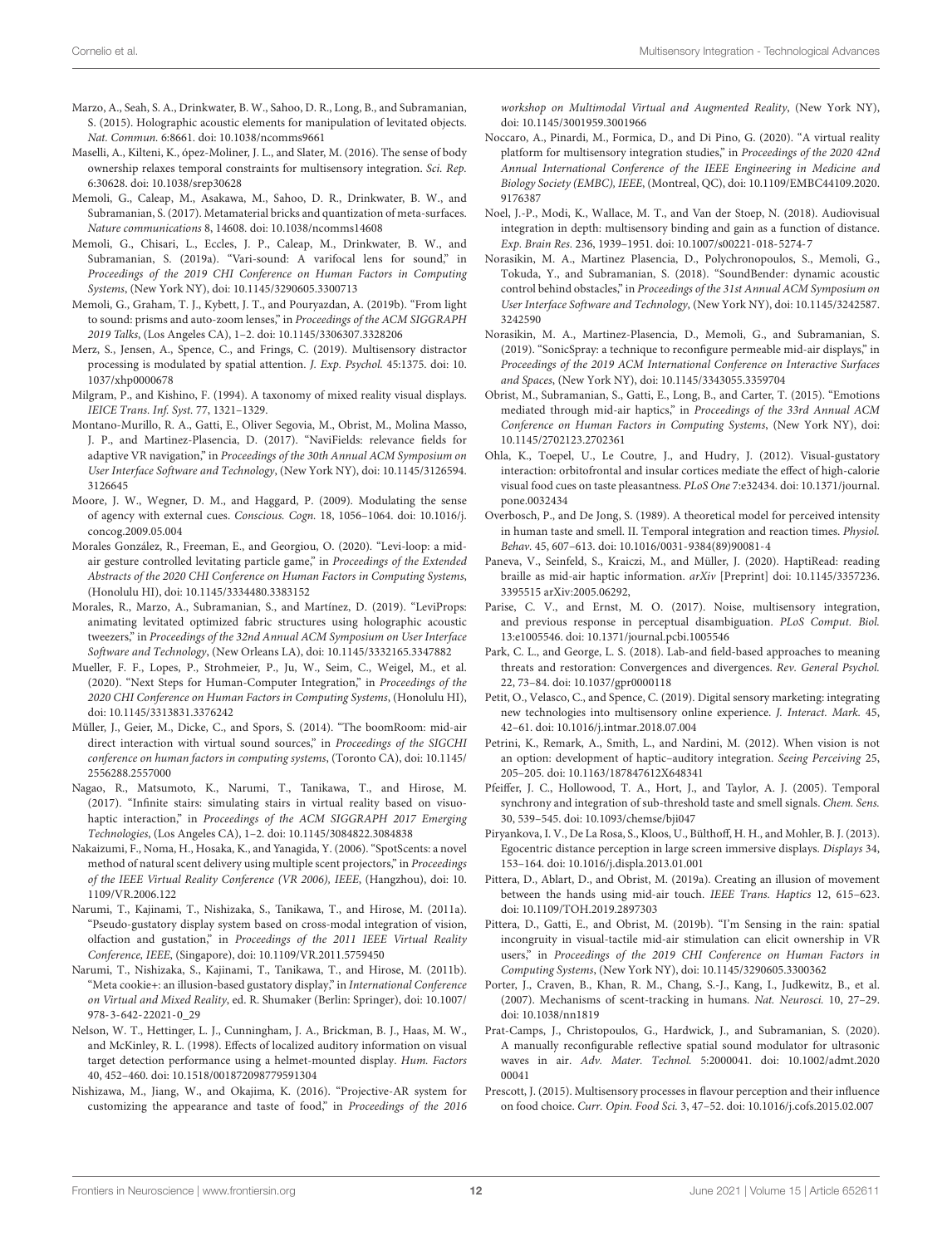Marzo, A., Seah, S. A., Drinkwater, B. W., Sahoo, D. R., Long, B., and Subramanian, S. (2015). Holographic acoustic elements for manipulation of levitated objects. *Nat. Commun.* 6:8661. doi: 10.1038/ncomms9661

Maselli, A., Kilteni, K., ópez-Moliner, J. L., and Slater, M. (2016). The sense of body ownership relaxes temporal constraints for multisensory integration. *Sci. Rep.* 6:30628. doi: 10.1038/srep30628

Memoli, G., Caleap, M., Asakawa, M., Sahoo, D. R., Drinkwater, B. W., and Subramanian, S. (2017). Metamaterial bricks and quantization of meta-surfaces. *Nature communications* 8, 14608. doi: 10.1038/ncomms14608

Memoli, G., Chisari, L., Eccles, J. P., Caleap, M., Drinkwater, B. W., and Subramanian, S. (2019a). "Vari-sound: A varifocal lens for sound," in *Proceedings of the 2019 CHI Conference on Human Factors in Computing Systems*, (New York NY), doi: 10.1145/3290605.3300713

Memoli, G., Graham, T. J., Kybett, J. T., and Pouryazdan, A. (2019b). "From light to sound: prisms and auto-zoom lenses," in *Proceedings of the ACM SIGGRAPH 2019 Talks*, (Los Angeles CA), 1–2. doi: 10.1145/3306307.3328206

Merz, S., Jensen, A., Spence, C., and Frings, C. (2019). Multisensory distractor processing is modulated by spatial attention. *J. Exp. Psychol.* 45:1375. doi: 10.1037/xhp0000678

Milgram, P., and Kishino, F. (1994). A taxonomy of mixed reality visual displays. *IEICE Trans. Inf. Syst.* 77, 1321–1329.

Montano-Murillo, R. A., Gatti, E., Oliver Segovia, M., Obrist, M., Molina Masso, J. P., and Martinez-Plasencia, D. (2017). "NaviFields: relevance fields for adaptive VR navigation," in *Proceedings of the 30th Annual ACM Symposium on User Interface Software and Technology*, (New York NY), doi: 10.1145/3126594.3126645

Moore, J. W., Wegner, D. M., and Haggard, P. (2009). Modulating the sense of agency with external cues. *Conscious. Cogn.* 18, 1056–1064. doi: 10.1016/j.concog.2009.05.004

Morales González, R., Freeman, E., and Georgiou, O. (2020). "Levi-loop: a mid-air gesture controlled levitating particle game," in *Proceedings of the Extended Abstracts of the 2020 CHI Conference on Human Factors in Computing Systems*, (Honolulu HI), doi: 10.1145/3334480.3383152

Morales, R., Marzo, A., Subramanian, S., and Martínez, D. (2019). "LeviProps: animating levitated optimized fabric structures using holographic acoustic tweezers," in *Proceedings of the 32nd Annual ACM Symposium on User Interface Software and Technology*, (New Orleans LA), doi: 10.1145/3332165.3347882

Mueller, F. F., Lopes, P., Strohmeier, P., Ju, W., Seim, C., Weigel, M., et al. (2020). "Next Steps for Human-Computer Integration," in *Proceedings of the 2020 CHI Conference on Human Factors in Computing Systems*, (Honolulu HI), doi: 10.1145/3313831.3376242

Müller, J., Geier, M., Dicke, C., and Spors, S. (2014). "The boomRoom: mid-air direct interaction with virtual sound sources," in *Proceedings of the SIGCHI conference on human factors in computing systems*, (Toronto CA), doi: 10.1145/2556288.2557000

Nagao, R., Matsumoto, K., Narumi, T., Tanikawa, T., and Hirose, M. (2017). "Infinite stairs: simulating stairs in virtual reality based on visuo-haptic interaction," in *Proceedings of the ACM SIGGRAPH 2017 Emerging Technologies*, (Los Angeles CA), 1–2. doi: 10.1145/3084822.3084838

Nakaizumi, F., Noma, H., Hosaka, K., and Yanagida, Y. (2006). "SpotScents: a novel method of natural scent delivery using multiple scent projectors," in *Proceedings of the IEEE Virtual Reality Conference (VR 2006), IEEE*, (Hangzhou), doi: 10.1109/VR.2006.122

Narumi, T., Kajinami, T., Nishizaka, S., Tanikawa, T., and Hirose, M. (2011a). "Pseudo-gustatory display system based on cross-modal integration of vision, olfaction and gustation," in *Proceedings of the 2011 IEEE Virtual Reality Conference, IEEE*, (Singapore), doi: 10.1109/VR.2011.5759450

Narumi, T., Nishizaka, S., Kajinami, T., Tanikawa, T., and Hirose, M. (2011b). "Meta cookie+: an illusion-based gustatory display," in *International Conference on Virtual and Mixed Reality*, ed. R. Shumaker (Berlin: Springer), doi: 10.1007/978-3-642-22021-0_29

Nelson, W. T., Hettinger, L. J., Cunningham, J. A., Brickman, B. J., Haas, M. W., and McKinley, R. L. (1998). Effects of localized auditory information on visual target detection performance using a helmet-mounted display. *Hum. Factors* 40, 452–460. doi: 10.1518/001872098779591304

Nishizawa, M., Jiang, W., and Okajima, K. (2016). "Projective-AR system for customizing the appearance and taste of food," in *Proceedings of the 2016 workshop on Multimodal Virtual and Augmented Reality*, (New York NY), doi: 10.1145/3001959.3001966

Noccaro, A., Pinardi, M., Formica, D., and Di Pino, G. (2020). "A virtual reality platform for multisensory integration studies," in *Proceedings of the 2020 42nd Annual International Conference of the IEEE Engineering in Medicine and Biology Society (EMBC), IEEE*, (Montreal, QC), doi: 10.1109/EMBC44109.2020.9176387

Noel, J.-P., Modi, K., Wallace, M. T., and Van der Stoep, N. (2018). Audiovisual integration in depth: multisensory binding and gain as a function of distance. *Exp. Brain Res.* 236, 1939–1951. doi: 10.1007/s00221-018-5274-7

Norasikin, M. A., Martinez Plasencia, D., Polychronopoulos, S., Memoli, G., Tokuda, Y., and Subramanian, S. (2018). "SoundBender: dynamic acoustic control behind obstacles," in *Proceedings of the 31st Annual ACM Symposium on User Interface Software and Technology*, (New York NY), doi: 10.1145/3242587.3242590

Norasikin, M. A., Martinez-Plasencia, D., Memoli, G., and Subramanian, S. (2019). "SonicSpray: a technique to reconfigure permeable mid-air displays," in *Proceedings of the 2019 ACM International Conference on Interactive Surfaces and Spaces*, (New York NY), doi: 10.1145/3343055.3359704

Obrist, M., Subramanian, S., Gatti, E., Long, B., and Carter, T. (2015). "Emotions mediated through mid-air haptics," in *Proceedings of the 33rd Annual ACM Conference on Human Factors in Computing Systems*, (New York NY), doi: 10.1145/2702123.2702361

Ohla, K., Toepel, U., Le Coutre, J., and Hudry, J. (2012). Visual-gustatory interaction: orbitofrontal and insular cortices mediate the effect of high-calorie visual food cues on taste pleasantness. *PLoS One* 7:e32434. doi: 10.1371/journal.pone.0032434

Overbosch, P., and De Jong, S. (1989). A theoretical model for perceived intensity in human taste and smell. II. Temporal integration and reaction times. *Physiol. Behav.* 45, 607–613. doi: 10.1016/0031-9384(89)90081-4

Paneva, V., Seinfeld, S., Kraiczi, M., and Müller, J. (2020). HaptiRead: reading braille as mid-air haptic information. *arXiv* [Preprint] doi: 10.1145/3357236.3395515 arXiv:2005.06292,

Parise, C. V., and Ernst, M. O. (2017). Noise, multisensory integration, and previous response in perceptual disambiguation. *PLoS Comput. Biol.* 13:e1005546. doi: 10.1371/journal.pcbi.1005546

Park, C. L., and George, L. S. (2018). Lab-and field-based approaches to meaning threats and restoration: Convergences and divergences. *Rev. General Psychol.* 22, 73–84. doi: 10.1037/gpr0000118

Petit, O., Velasco, C., and Spence, C. (2019). Digital sensory marketing: integrating new technologies into multisensory online experience. *J. Interact. Mark.* 45, 42–61. doi: 10.1016/j.intmar.2018.07.004

Petrini, K., Remark, A., Smith, L., and Nardini, M. (2012). When vision is not an option: development of haptic–auditory integration. *Seeing Perceiving* 25, 205–205. doi: 10.1163/187847612X648341

Pfeiffer, J. C., Hollowood, T. A., Hort, J., and Taylor, A. J. (2005). Temporal synchrony and integration of sub-threshold taste and smell signals. *Chem. Sens.* 30, 539–545. doi: 10.1093/chemse/bji047

Piryankova, I. V., De La Rosa, S., Kloos, U., Bülthoff, H. H., and Mohler, B. J. (2013). Egocentric distance perception in large screen immersive displays. *Displays* 34, 153–164. doi: 10.1016/j.displa.2013.01.001

Pittera, D., Ablart, D., and Obrist, M. (2019a). Creating an illusion of movement between the hands using mid-air touch. *IEEE Trans. Haptics* 12, 615–623. doi: 10.1109/TOH.2019.2897303

Pittera, D., Gatti, E., and Obrist, M. (2019b). "I'm Sensing in the rain: spatial incongruity in visual-tactile mid-air stimulation can elicit ownership in VR users," in *Proceedings of the 2019 CHI Conference on Human Factors in Computing Systems*, (New York NY), doi: 10.1145/3290605.3300362

Porter, J., Craven, B., Khan, R. M., Chang, S.-J., Kang, I., Judkewitz, B., et al. (2007). Mechanisms of scent-tracking in humans. *Nat. Neurosci.* 10, 27–29. doi: 10.1038/nn1819

Prat-Camps, J., Christopoulos, G., Hardwick, J., and Subramanian, S. (2020). A manually reconfigurable reflective spatial sound modulator for ultrasonic waves in air. *Adv. Mater. Technol.* 5:2000041. doi: 10.1002/admt.202000041

Prescott, J. (2015). Multisensory processes in flavour perception and their influence on food choice. *Curr. Opin. Food Sci.* 3, 47–52. doi: 10.1016/j.cofs.2015.02.007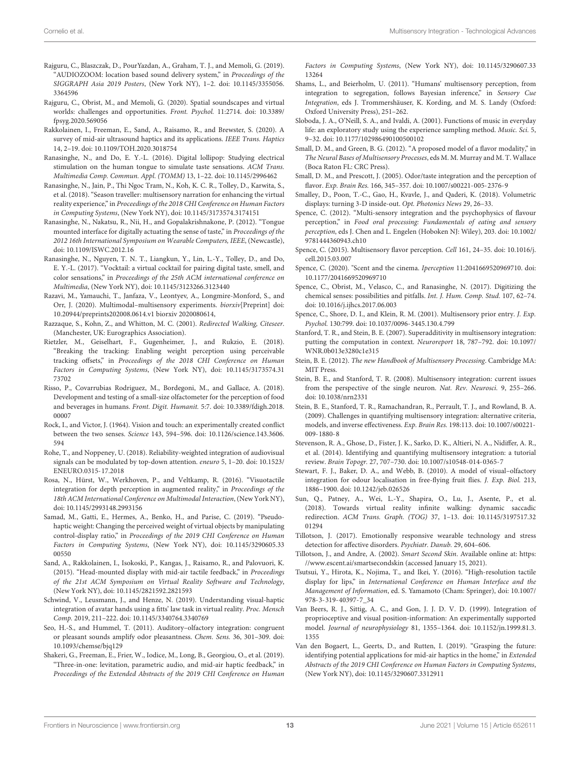Rajguru, C., Blaszczak, D., PourYazdan, A., Graham, T. J., and Memoli, G. (2019). "AUDIOZOOM: location based sound delivery system," in *Proceedings of the SIGGRAPH Asia 2019 Posters*, (New York NY), 1–2. doi: 10.1145/3355056.3364596

Rajguru, C., Obrist, M., and Memoli, G. (2020). Spatial soundscapes and virtual worlds: challenges and opportunities. *Front. Psychol.* 11:2714. doi: 10.3389/fpsyg.2020.569056

Rakkolainen, I., Freeman, E., Sand, A., Raisamo, R., and Brewster, S. (2020). A survey of mid-air ultrasound haptics and its applications. *IEEE Trans. Haptics* 14, 2–19. doi: 10.1109/TOH.2020.3018754

Ranasinghe, N., and Do, E. Y.-L. (2016). Digital lollipop: Studying electrical stimulation on the human tongue to simulate taste sensations. *ACM Trans. Multimedia Comp. Commun. Appl. (TOMM)* 13, 1–22. doi: 10.1145/2996462

Ranasinghe, N., Jain, P., Thi Ngoc Tram, N., Koh, K. C. R., Tolley, D., Karwita, S., et al. (2018). "Season traveller: multisensory narration for enhancing the virtual reality experience," in *Proceedings of the 2018 CHI Conference on Human Factors in Computing Systems*, (New York NY), doi: 10.1145/3173574.3174151

Ranasinghe, N., Nakatsu, R., Nii, H., and Gopalakrishnakone, P. (2012). "Tongue mounted interface for digitally actuating the sense of taste," in *Proceedings of the 2012 16th International Symposium on Wearable Computers, IEEE*, (Newcastle), doi: 10.1109/ISWC.2012.16

Ranasinghe, N., Nguyen, T. N. T., Liangkun, Y., Lin, L.-Y., Tolley, D., and Do, E. Y.-L. (2017). "Vocktail: a virtual cocktail for pairing digital taste, smell, and color sensations," in *Proceedings of the 25th ACM international conference on Multimedia*, (New York NY), doi: 10.1145/3123266.3123440

Razavi, M., Yamauchi, T., Janfaza, V., Leontyev, A., Longmire-Monford, S., and Orr, J. (2020). Multimodal–multisensory experiments. *biorxiv*[Preprint] doi: 10.20944/preprints202008.0614.v1 biorxiv 2020080614,

Razzaque, S., Kohn, Z., and Whitton, M. C. (2001). *Redirected Walking, Citeseer*. (Manchester, UK: Eurographics Association).

Rietzler, M., Geiselhart, F., Gugenheimer, J., and Rukzio, E. (2018). "Breaking the tracking: Enabling weight perception using perceivable tracking offsets," in *Proceedings of the 2018 CHI Conference on Human Factors in Computing Systems*, (New York NY), doi: 10.1145/3173574.3173702

Risso, P., Covarrubias Rodriguez, M., Bordegoni, M., and Gallace, A. (2018). Development and testing of a small-size olfactometer for the perception of food and beverages in humans. *Front. Digit. Humanit.* 5:7. doi: 10.3389/fdigh.2018.00007

Rock, I., and Victor, J. (1964). Vision and touch: an experimentally created conflict between the two senses. *Science* 143, 594–596. doi: 10.1126/science.143.3606.594

Rohe, T., and Noppeney, U. (2018). Reliability-weighted integration of audiovisual signals can be modulated by top-down attention. *eneuro* 5, 1–20. doi: 10.1523/ENEURO.0315-17.2018

Rosa, N., Hürst, W., Werkhoven, P., and Veltkamp, R. (2016). "Visuotactile integration for depth perception in augmented reality," in *Proceedings of the 18th ACM International Conference on Multimodal Interaction*, (New York NY), doi: 10.1145/2993148.2993156

Samad, M., Gatti, E., Hermes, A., Benko, H., and Parise, C. (2019). "Pseudo-haptic weight: Changing the perceived weight of virtual objects by manipulating control-display ratio," in *Proceedings of the 2019 CHI Conference on Human Factors in Computing Systems*, (New York NY), doi: 10.1145/3290605.3300550

Sand, A., Rakkolainen, I., Isokoski, P., Kangas, J., Raisamo, R., and Palovuori, K. (2015). "Head-mounted display with mid-air tactile feedback," in *Proceedings of the 21st ACM Symposium on Virtual Reality Software and Technology*, (New York NY), doi: 10.1145/2821592.2821593

Schwind, V., Leusmann, J., and Henze, N. (2019). Understanding visual-haptic integration of avatar hands using a fitts' law task in virtual reality. *Proc. Mensch Comp.* 2019, 211–222. doi: 10.1145/3340764.3340769

Seo, H.-S., and Hummel, T. (2011). Auditory–olfactory integration: congruent or pleasant sounds amplify odor pleasantness. *Chem. Sens.* 36, 301–309. doi: 10.1093/chemse/bjq129

Shakeri, G., Freeman, E., Frier, W., Iodice, M., Long, B., Georgiou, O., et al. (2019). "Three-in-one: levitation, parametric audio, and mid-air haptic feedback," in *Proceedings of the Extended Abstracts of the 2019 CHI Conference on Human Factors in Computing Systems*, (New York NY), doi: 10.1145/3290607.3313264

Shams, L., and Beierholm, U. (2011). "Humans' multisensory perception, from integration to segregation, follows Bayesian inference," in *Sensory Cue Integration*, eds J. Trommershäuser, K. Kording, and M. S. Landy (Oxford: Oxford University Press), 251–262.

Sloboda, J. A., O'Neill, S. A., and Ivaldi, A. (2001). Functions of music in everyday life: an exploratory study using the experience sampling method. *Music. Sci.* 5, 9–32. doi: 10.1177/102986490100500102

Small, D. M., and Green, B. G. (2012). "A proposed model of a flavor modality," in *The Neural Bases of Multisensory Processes*, eds M. M. Murray and M. T. Wallace (Boca Raton FL: CRC Press).

Small, D. M., and Prescott, J. (2005). Odor/taste integration and the perception of flavor. *Exp. Brain Res.* 166, 345–357. doi: 10.1007/s00221-005-2376-9

Smalley, D., Poon, T.-C., Gao, H., Kvavle, J., and Qaderi, K. (2018). Volumetric displays: turning 3-D inside-out. *Opt. Photonics News* 29, 26–33.

Spence, C. (2012). "Multi-sensory integration and the psychophysics of flavour perception," in *Food oral processing: Fundamentals of eating and sensory perception*, eds J. Chen and L. Engelen (Hoboken NJ: Wiley), 203. doi: 10.1002/9781444360943.ch10

Spence, C. (2015). Multisensory flavor perception. *Cell* 161, 24–35. doi: 10.1016/j.cell.2015.03.007

Spence, C. (2020). "Scent and the cinema. *Iperception* 11:2041669520969710. doi: 10.1177/2041669520969710

Spence, C., Obrist, M., Velasco, C., and Ranasinghe, N. (2017). Digitizing the chemical senses: possibilities and pitfalls. *Int. J. Hum. Comp. Stud.* 107, 62–74. doi: 10.1016/j.ijhcs.2017.06.003

Spence, C., Shore, D. I., and Klein, R. M. (2001). Multisensory prior entry. *J. Exp. Psychol.* 130:799. doi: 10.1037/0096-3445.130.4.799

Stanford, T. R., and Stein, B. E. (2007). Superadditivity in multisensory integration: putting the computation in context. *Neuroreport* 18, 787–792. doi: 10.1097/WNR.0b013e3280c1e315

Stein, B. E. (2012). *The new Handbook of Multisensory Processing*. Cambridge MA: MIT Press.

Stein, B. E., and Stanford, T. R. (2008). Multisensory integration: current issues from the perspective of the single neuron. *Nat. Rev. Neurosci.* 9, 255–266. doi: 10.1038/nrn2331

Stein, B. E., Stanford, T. R., Ramachandran, R., Perrault, T. J., and Rowland, B. A. (2009). Challenges in quantifying multisensory integration: alternative criteria, models, and inverse effectiveness. *Exp. Brain Res.* 198:113. doi: 10.1007/s00221-009-1880-8

Stevenson, R. A., Ghose, D., Fister, J. K., Sarko, D. K., Altieri, N. A., Nidiffer, A. R., et al. (2014). Identifying and quantifying multisensory integration: a tutorial review. *Brain Topogr.* 27, 707–730. doi: 10.1007/s10548-014-0365-7

Stewart, F. J., Baker, D. A., and Webb, B. (2010). A model of visual–olfactory integration for odour localisation in free-flying fruit flies. *J. Exp. Biol.* 213, 1886–1900. doi: 10.1242/jeb.026526

Sun, Q., Patney, A., Wei, L.-Y., Shapira, O., Lu, J., Asente, P., et al. (2018). Towards virtual reality infinite walking: dynamic saccadic redirection. *ACM Trans. Graph. (TOG)* 37, 1–13. doi: 10.1145/3197517.3201294

Tillotson, J. (2017). Emotionally responsive wearable technology and stress detection for affective disorders. *Psychiatr. Danub.* 29, 604–606.

Tillotson, J., and Andre, A. (2002). *Smart Second Skin*. Available online at: https://www.escent.ai/smartsecondskin (accessed January 15, 2021).

Tsutsui, Y., Hirota, K., Nojima, T., and Ikei, Y. (2016). "High-resolution tactile display for lips," in *International Conference on Human Interface and the Management of Information*, ed. S. Yamamoto (Cham: Springer), doi: 10.1007/978-3-319-40397-7_34

Van Beers, R. J., Sittig, A. C., and Gon, J. J. D. V. D. (1999). Integration of proprioceptive and visual position-information: An experimentally supported model. *Journal of neurophysiology* 81, 1355–1364. doi: 10.1152/jn.1999.81.3.1355

Van den Bogaert, L., Geerts, D., and Rutten, I. (2019). "Grasping the future: identifying potential applications for mid-air haptics in the home," in *Extended Abstracts of the 2019 CHI Conference on Human Factors in Computing Systems*, (New York NY), doi: 10.1145/3290607.3312911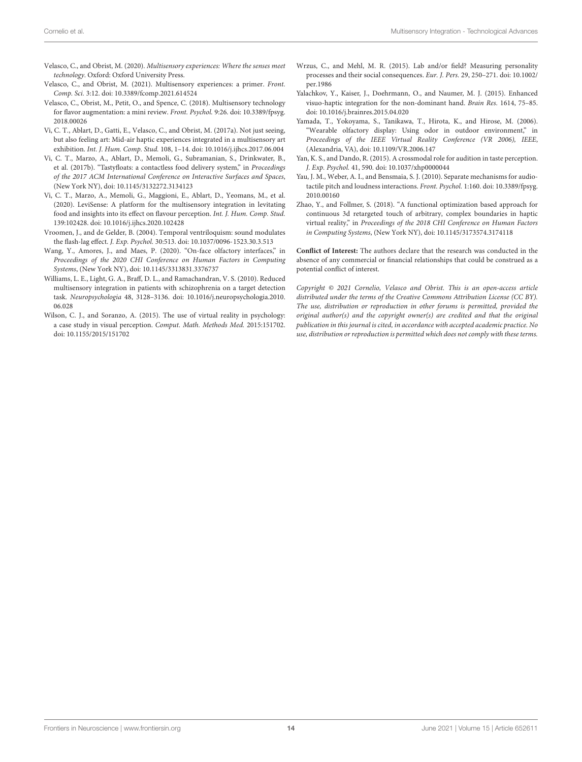Velasco, C., and Obrist, M. (2020). *Multisensory experiences: Where the senses meet technology*. Oxford: Oxford University Press.

Velasco, C., and Obrist, M. (2021). Multisensory experiences: a primer. *Front. Comp. Sci.* 3:12. doi: 10.3389/fcomp.2021.614524

Velasco, C., Obrist, M., Petit, O., and Spence, C. (2018). Multisensory technology for flavor augmentation: a mini review. *Front. Psychol.* 9:26. doi: 10.3389/fpsyg.2018.00026

Vi, C. T., Ablart, D., Gatti, E., Velasco, C., and Obrist, M. (2017a). Not just seeing, but also feeling art: Mid-air haptic experiences integrated in a multisensory art exhibition. *Int. J. Hum. Comp. Stud.* 108, 1–14. doi: 10.1016/j.ijhcs.2017.06.004

Vi, C. T., Marzo, A., Ablart, D., Memoli, G., Subramanian, S., Drinkwater, B., et al. (2017b). "Tastyfloats: a contactless food delivery system," in *Proceedings of the 2017 ACM International Conference on Interactive Surfaces and Spaces*, (New York NY), doi: 10.1145/3132272.3134123

Vi, C. T., Marzo, A., Memoli, G., Maggioni, E., Ablart, D., Yeomans, M., et al. (2020). LeviSense: A platform for the multisensory integration in levitating food and insights into its effect on flavour perception. *Int. J. Hum. Comp. Stud.* 139:102428. doi: 10.1016/j.ijhcs.2020.102428

Vroomen, J., and de Gelder, B. (2004). Temporal ventriloquism: sound modulates the flash-lag effect. *J. Exp. Psychol.* 30:513. doi: 10.1037/0096-1523.30.3.513

Wang, Y., Amores, J., and Maes, P. (2020). "On-face olfactory interfaces," in *Proceedings of the 2020 CHI Conference on Human Factors in Computing Systems*, (New York NY), doi: 10.1145/3313831.3376737

Williams, L. E., Light, G. A., Braff, D. L., and Ramachandran, V. S. (2010). Reduced multisensory integration in patients with schizophrenia on a target detection task. *Neuropsychologia* 48, 3128–3136. doi: 10.1016/j.neuropsychologia.2010.06.028

Wilson, C. J., and Soranzo, A. (2015). The use of virtual reality in psychology: a case study in visual perception. *Comput. Math. Methods Med.* 2015:151702. doi: 10.1155/2015/151702

Wrzus, C., and Mehl, M. R. (2015). Lab and/or field? Measuring personality processes and their social consequences. *Eur. J. Pers.* 29, 250–271. doi: 10.1002/per.1986

Yalachkov, Y., Kaiser, J., Doehrmann, O., and Naumer, M. J. (2015). Enhanced visuo-haptic integration for the non-dominant hand. *Brain Res.* 1614, 75–85. doi: 10.1016/j.brainres.2015.04.020

Yamada, T., Yokoyama, S., Tanikawa, T., Hirota, K., and Hirose, M. (2006). "Wearable olfactory display: Using odor in outdoor environment," in *Proceedings of the IEEE Virtual Reality Conference (VR 2006), IEEE*, (Alexandria, VA), doi: 10.1109/VR.2006.147

Yan, K. S., and Dando, R. (2015). A crossmodal role for audition in taste perception. *J. Exp. Psychol.* 41, 590. doi: 10.1037/xhp0000044

Yau, J. M., Weber, A. I., and Bensmaia, S. J. (2010). Separate mechanisms for audio-tactile pitch and loudness interactions. *Front. Psychol.* 1:160. doi: 10.3389/fpsyg.2010.00160

Zhao, Y., and Follmer, S. (2018). "A functional optimization based approach for continuous 3d retargeted touch of arbitrary, complex boundaries in haptic virtual reality," in *Proceedings of the 2018 CHI Conference on Human Factors in Computing Systems*, (New York NY), doi: 10.1145/3173574.3174118

**Conflict of Interest:** The authors declare that the research was conducted in the absence of any commercial or financial relationships that could be construed as a potential conflict of interest.

*Copyright © 2021 Cornelio, Velasco and Obrist. This is an open-access article distributed under the terms of the Creative Commons Attribution License (CC BY). The use, distribution or reproduction in other forums is permitted, provided the original author(s) and the copyright owner(s) are credited and that the original publication in this journal is cited, in accordance with accepted academic practice. No use, distribution or reproduction is permitted which does not comply with these terms.*